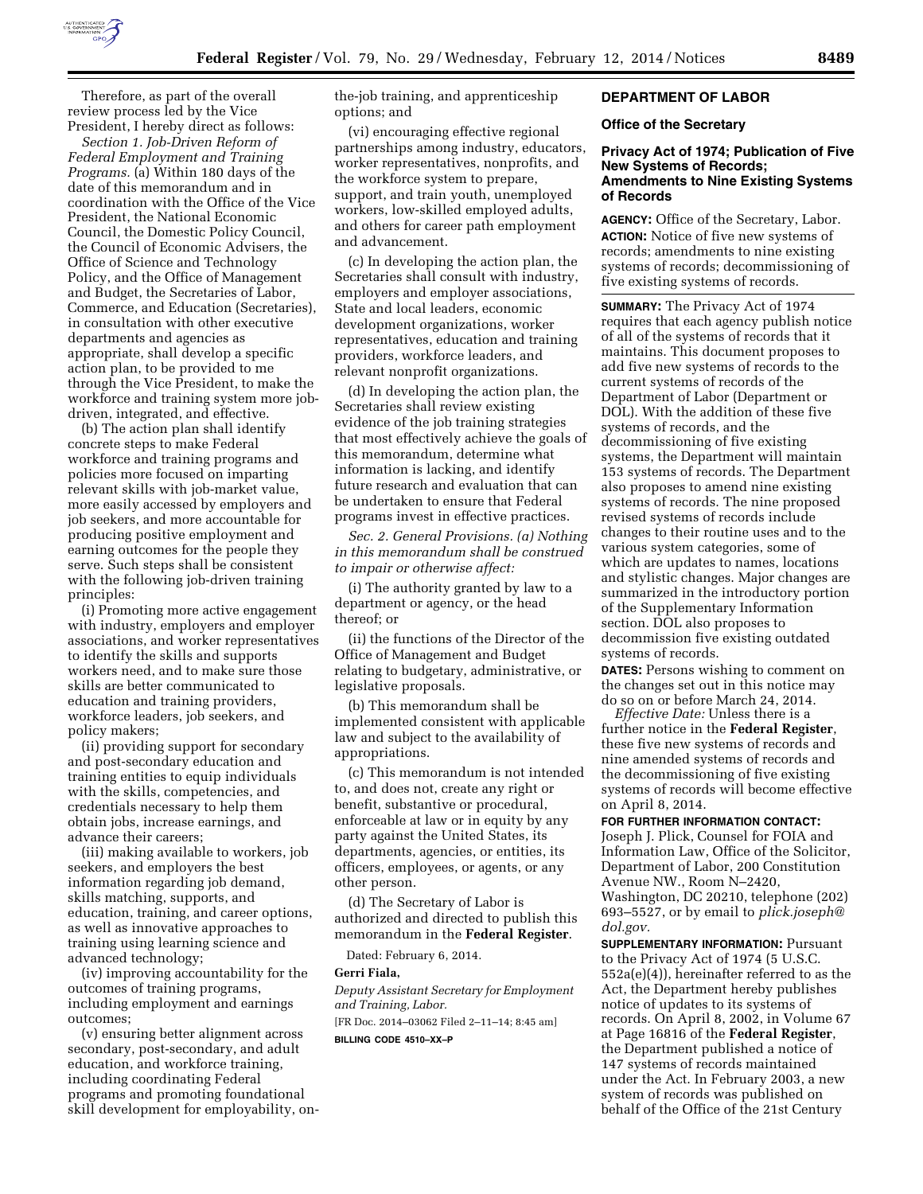Therefore, as part of the overall review process led by the Vice President, I hereby direct as follows:

*Section 1. Job-Driven Reform of Federal Employment and Training Programs.* (a) Within 180 days of the date of this memorandum and in coordination with the Office of the Vice President, the National Economic Council, the Domestic Policy Council, the Council of Economic Advisers, the Office of Science and Technology Policy, and the Office of Management and Budget, the Secretaries of Labor, Commerce, and Education (Secretaries), in consultation with other executive departments and agencies as appropriate, shall develop a specific action plan, to be provided to me through the Vice President, to make the workforce and training system more job-driven, integrated, and effective.

(b) The action plan shall identify concrete steps to make Federal workforce and training programs and policies more focused on imparting relevant skills with job-market value, more easily accessed by employers and job seekers, and more accountable for producing positive employment and earning outcomes for the people they serve. Such steps shall be consistent with the following job-driven training principles:

(i) Promoting more active engagement with industry, employers and employer associations, and worker representatives to identify the skills and supports workers need, and to make sure those skills are better communicated to education and training providers, workforce leaders, job seekers, and policy makers;

(ii) providing support for secondary and post-secondary education and training entities to equip individuals with the skills, competencies, and credentials necessary to help them obtain jobs, increase earnings, and advance their careers;

(iii) making available to workers, job seekers, and employers the best information regarding job demand, skills matching, supports, and education, training, and career options, as well as innovative approaches to training using learning science and advanced technology;

(iv) improving accountability for the outcomes of training programs, including employment and earnings outcomes;

(v) ensuring better alignment across secondary, post-secondary, and adult education, and workforce training, including coordinating Federal programs and promoting foundational skill development for employability, on-the-job training, and apprenticeship options; and

(vi) encouraging effective regional partnerships among industry, educators, worker representatives, nonprofits, and the workforce system to prepare, support, and train youth, unemployed workers, low-skilled employed adults, and others for career path employment and advancement.

(c) In developing the action plan, the Secretaries shall consult with industry, employers and employer associations, State and local leaders, economic development organizations, worker representatives, education and training providers, workforce leaders, and relevant nonprofit organizations.

(d) In developing the action plan, the Secretaries shall review existing evidence of the job training strategies that most effectively achieve the goals of this memorandum, determine what information is lacking, and identify future research and evaluation that can be undertaken to ensure that Federal programs invest in effective practices.

*Sec. 2. General Provisions. (a) Nothing in this memorandum shall be construed to impair or otherwise affect:*

(i) The authority granted by law to a department or agency, or the head thereof; or

(ii) the functions of the Director of the Office of Management and Budget relating to budgetary, administrative, or legislative proposals.

(b) This memorandum shall be implemented consistent with applicable law and subject to the availability of appropriations.

(c) This memorandum is not intended to, and does not, create any right or benefit, substantive or procedural, enforceable at law or in equity by any party against the United States, its departments, agencies, or entities, its officers, employees, or agents, or any other person.

(d) The Secretary of Labor is authorized and directed to publish this memorandum in the **Federal Register**.

Dated: February 6, 2014.

**Gerri Fiala,**

*Deputy Assistant Secretary for Employment and Training, Labor.*

[FR Doc. 2014–03062 Filed 2–11–14; 8:45 am]

**BILLING CODE 4510–XX–P**

## DEPARTMENT OF LABOR

### Office of the Secretary

### Privacy Act of 1974; Publication of Five New Systems of Records; Amendments to Nine Existing Systems of Records

**AGENCY:** Office of the Secretary, Labor.

**ACTION:** Notice of five new systems of records; amendments to nine existing systems of records; decommissioning of five existing systems of records.

**SUMMARY:** The Privacy Act of 1974 requires that each agency publish notice of all of the systems of records that it maintains. This document proposes to add five new systems of records to the current systems of records of the Department of Labor (Department or DOL). With the addition of these five systems of records, and the decommissioning of five existing systems, the Department will maintain 153 systems of records. The Department also proposes to amend nine existing systems of records. The nine proposed revised systems of records include changes to their routine uses and to the various system categories, some of which are updates to names, locations and stylistic changes. Major changes are summarized in the introductory portion of the Supplementary Information section. DOL also proposes to decommission five existing outdated systems of records.

**DATES:** Persons wishing to comment on the changes set out in this notice may do so on or before March 24, 2014.

*Effective Date:* Unless there is a further notice in the **Federal Register**, these five new systems of records and nine amended systems of records and the decommissioning of five existing systems of records will become effective on April 8, 2014.

**FOR FURTHER INFORMATION CONTACT:** Joseph J. Plick, Counsel for FOIA and Information Law, Office of the Solicitor, Department of Labor, 200 Constitution Avenue NW., Room N–2420, Washington, DC 20210, telephone (202) 693–5527, or by email to *plick.joseph@dol.gov.*

**SUPPLEMENTARY INFORMATION:** Pursuant to the Privacy Act of 1974 (5 U.S.C. 552a(e)(4)), hereinafter referred to as the Act, the Department hereby publishes notice of updates to its systems of records. On April 8, 2002, in Volume 67 at Page 16816 of the **Federal Register**, the Department published a notice of 147 systems of records maintained under the Act. In February 2003, a new system of records was published on behalf of the Office of the 21st Century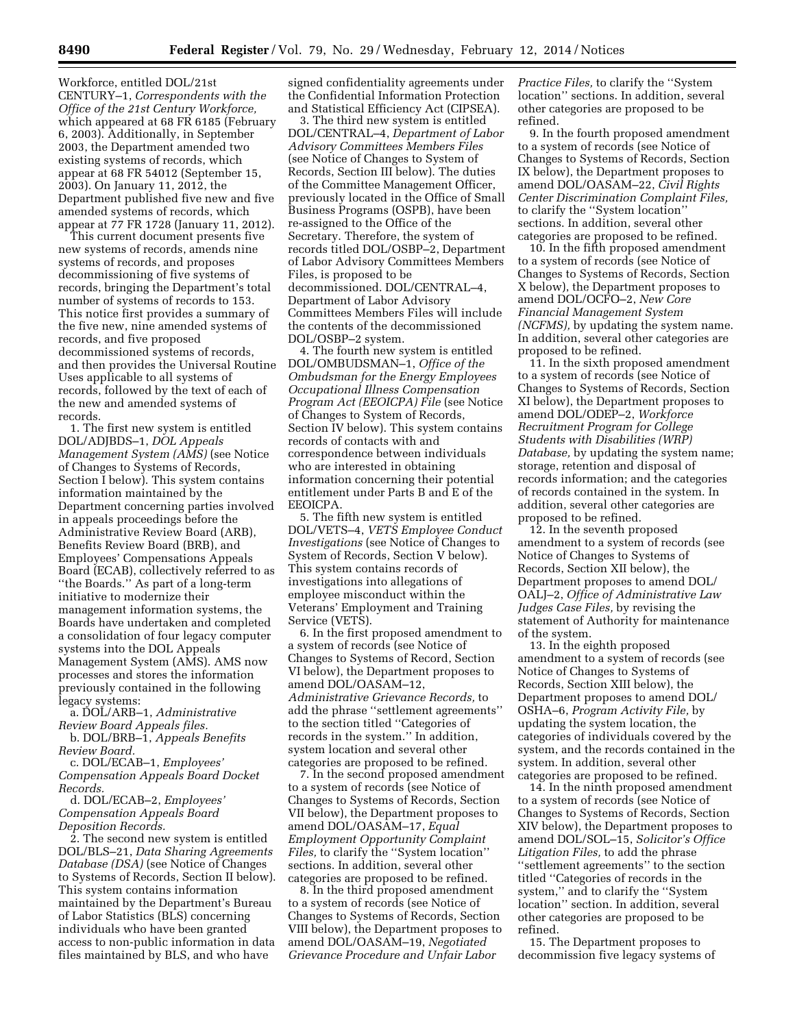Workforce, entitled DOL/21st CENTURY–1, *Correspondents with the Office of the 21st Century Workforce,* which appeared at 68 FR 6185 (February 6, 2003). Additionally, in September 2003, the Department amended two existing systems of records, which appear at 68 FR 54012 (September 15, 2003). On January 11, 2012, the Department published five new and five amended systems of records, which appear at 77 FR 1728 (January 11, 2012).

This current document presents five new systems of records, amends nine systems of records, and proposes decommissioning of five systems of records, bringing the Department's total number of systems of records to 153. This notice first provides a summary of the five new, nine amended systems of records, and five proposed decommissioned systems of records, and then provides the Universal Routine Uses applicable to all systems of records, followed by the text of each of the new and amended systems of records.

1. The first new system is entitled DOL/ADJBDS–1, *DOL Appeals Management System (AMS)* (see Notice of Changes to Systems of Records, Section I below). This system contains information maintained by the Department concerning parties involved in appeals proceedings before the Administrative Review Board (ARB), Benefits Review Board (BRB), and Employees' Compensations Appeals Board (ECAB), collectively referred to as ''the Boards.'' As part of a long-term initiative to modernize their management information systems, the Boards have undertaken and completed a consolidation of four legacy computer systems into the DOL Appeals Management System (AMS). AMS now processes and stores the information previously contained in the following legacy systems:

a. DOL/ARB–1, *Administrative Review Board Appeals files.*

b. DOL/BRB–1, *Appeals Benefits Review Board.*

c. DOL/ECAB–1, *Employees' Compensation Appeals Board Docket Records.*

d. DOL/ECAB–2, *Employees' Compensation Appeals Board Deposition Records.*

2. The second new system is entitled DOL/BLS–21, *Data Sharing Agreements Database (DSA)* (see Notice of Changes to Systems of Records, Section II below). This system contains information maintained by the Department's Bureau of Labor Statistics (BLS) concerning individuals who have been granted access to non-public information in data files maintained by BLS, and who have signed confidentiality agreements under the Confidential Information Protection and Statistical Efficiency Act (CIPSEA).

3. The third new system is entitled DOL/CENTRAL–4, *Department of Labor Advisory Committees Members Files* (see Notice of Changes to System of Records, Section III below). The duties of the Committee Management Officer, previously located in the Office of Small Business Programs (OSPB), have been re-assigned to the Office of the Secretary. Therefore, the system of records titled DOL/OSBP–2, Department of Labor Advisory Committees Members Files, is proposed to be decommissioned. DOL/CENTRAL–4, Department of Labor Advisory Committees Members Files will include the contents of the decommissioned DOL/OSBP–2 system.

4. The fourth new system is entitled DOL/OMBUDSMAN–1, *Office of the Ombudsman for the Energy Employees Occupational Illness Compensation Program Act (EEOICPA) File* (see Notice of Changes to System of Records, Section IV below). This system contains records of contacts with and correspondence between individuals who are interested in obtaining information concerning their potential entitlement under Parts B and E of the EEOICPA.

5. The fifth new system is entitled DOL/VETS–4, *VETS Employee Conduct Investigations* (see Notice of Changes to System of Records, Section V below). This system contains records of investigations into allegations of employee misconduct within the Veterans' Employment and Training Service (VETS).

6. In the first proposed amendment to a system of records (see Notice of Changes to Systems of Record, Section VI below), the Department proposes to amend DOL/OASAM–12, *Administrative Grievance Records,* to add the phrase ''settlement agreements'' to the section titled ''Categories of records in the system.'' In addition, system location and several other categories are proposed to be refined.

7. In the second proposed amendment to a system of records (see Notice of Changes to Systems of Records, Section VII below), the Department proposes to amend DOL/OASAM–17, *Equal Employment Opportunity Complaint Files,* to clarify the ''System location'' sections. In addition, several other categories are proposed to be refined.

8. In the third proposed amendment to a system of records (see Notice of Changes to Systems of Records, Section VIII below), the Department proposes to amend DOL/OASAM–19, *Negotiated Grievance Procedure and Unfair Labor Practice Files,* to clarify the ''System location'' sections. In addition, several other categories are proposed to be refined.

9. In the fourth proposed amendment to a system of records (see Notice of Changes to Systems of Records, Section IX below), the Department proposes to amend DOL/OASAM–22, *Civil Rights Center Discrimination Complaint Files,* to clarify the ''System location'' sections. In addition, several other categories are proposed to be refined.

10. In the fifth proposed amendment to a system of records (see Notice of Changes to Systems of Records, Section X below), the Department proposes to amend DOL/OCFO–2, *New Core Financial Management System (NCFMS),* by updating the system name. In addition, several other categories are proposed to be refined.

11. In the sixth proposed amendment to a system of records (see Notice of Changes to Systems of Records, Section XI below), the Department proposes to amend DOL/ODEP–2, *Workforce Recruitment Program for College Students with Disabilities (WRP) Database,* by updating the system name; storage, retention and disposal of records information; and the categories of records contained in the system. In addition, several other categories are proposed to be refined.

12. In the seventh proposed amendment to a system of records (see Notice of Changes to Systems of Records, Section XII below), the Department proposes to amend DOL/OALJ–2, *Office of Administrative Law Judges Case Files,* by revising the statement of Authority for maintenance of the system.

13. In the eighth proposed amendment to a system of records (see Notice of Changes to Systems of Records, Section XIII below), the Department proposes to amend DOL/OSHA–6, *Program Activity File,* by updating the system location, the categories of individuals covered by the system, and the records contained in the system. In addition, several other categories are proposed to be refined.

14. In the ninth proposed amendment to a system of records (see Notice of Changes to Systems of Records, Section XIV below), the Department proposes to amend DOL/SOL–15, *Solicitor's Office Litigation Files,* to add the phrase ''settlement agreements'' to the section titled ''Categories of records in the system,'' and to clarify the ''System location'' section. In addition, several other categories are proposed to be refined.

15. The Department proposes to decommission five legacy systems of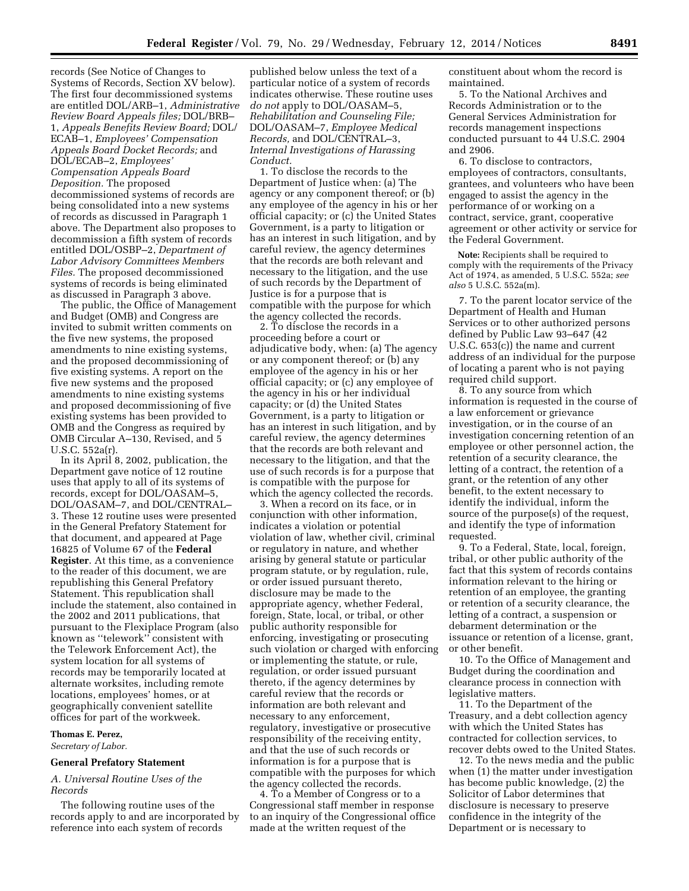records (See Notice of Changes to Systems of Records, Section XV below). The first four decommissioned systems are entitled DOL/ARB–1, *Administrative Review Board Appeals files;* DOL/BRB–1, *Appeals Benefits Review Board;* DOL/ECAB–1, *Employees' Compensation Appeals Board Docket Records;* and DOL/ECAB–2, *Employees' Compensation Appeals Board Deposition.* The proposed decommissioned systems of records are being consolidated into a new systems of records as discussed in Paragraph 1 above. The Department also proposes to decommission a fifth system of records entitled DOL/OSBP–2, *Department of Labor Advisory Committees Members Files.* The proposed decommissioned systems of records is being eliminated as discussed in Paragraph 3 above.

The public, the Office of Management and Budget (OMB) and Congress are invited to submit written comments on the five new systems, the proposed amendments to nine existing systems, and the proposed decommissioning of five existing systems. A report on the five new systems and the proposed amendments to nine existing systems and proposed decommissioning of five existing systems has been provided to OMB and the Congress as required by OMB Circular A–130, Revised, and 5 U.S.C. 552a(r).

In its April 8, 2002, publication, the Department gave notice of 12 routine uses that apply to all of its systems of records, except for DOL/OASAM–5, DOL/OASAM–7, and DOL/CENTRAL–3. These 12 routine uses were presented in the General Prefatory Statement for that document, and appeared at Page 16825 of Volume 67 of the **Federal Register**. At this time, as a convenience to the reader of this document, we are republishing this General Prefatory Statement. This republication shall include the statement, also contained in the 2002 and 2011 publications, that pursuant to the Flexiplace Program (also known as ''telework'' consistent with the Telework Enforcement Act), the system location for all systems of records may be temporarily located at alternate worksites, including remote locations, employees' homes, or at geographically convenient satellite offices for part of the workweek.

**Thomas E. Perez,**
*Secretary of Labor.*

## General Prefatory Statement

### *A. Universal Routine Uses of the Records*

The following routine uses of the records apply to and are incorporated by reference into each system of records published below unless the text of a particular notice of a system of records indicates otherwise. These routine uses *do not* apply to DOL/OASAM–5, *Rehabilitation and Counseling File;* DOL/OASAM–7, *Employee Medical Records,* and DOL/CENTRAL–3, *Internal Investigations of Harassing Conduct.*

1. To disclose the records to the Department of Justice when: (a) The agency or any component thereof; or (b) any employee of the agency in his or her official capacity; or (c) the United States Government, is a party to litigation or has an interest in such litigation, and by careful review, the agency determines that the records are both relevant and necessary to the litigation, and the use of such records by the Department of Justice is for a purpose that is compatible with the purpose for which the agency collected the records.

2. To disclose the records in a proceeding before a court or adjudicative body, when: (a) The agency or any component thereof; or (b) any employee of the agency in his or her official capacity; or (c) any employee of the agency in his or her individual capacity; or (d) the United States Government, is a party to litigation or has an interest in such litigation, and by careful review, the agency determines that the records are both relevant and necessary to the litigation, and that the use of such records is for a purpose that is compatible with the purpose for which the agency collected the records.

3. When a record on its face, or in conjunction with other information, indicates a violation or potential violation of law, whether civil, criminal or regulatory in nature, and whether arising by general statute or particular program statute, or by regulation, rule, or order issued pursuant thereto, disclosure may be made to the appropriate agency, whether Federal, foreign, State, local, or tribal, or other public authority responsible for enforcing, investigating or prosecuting such violation or charged with enforcing or implementing the statute, or rule, regulation, or order issued pursuant thereto, if the agency determines by careful review that the records or information are both relevant and necessary to any enforcement, regulatory, investigative or prosecutive responsibility of the receiving entity, and that the use of such records or information is for a purpose that is compatible with the purposes for which the agency collected the records.

4. To a Member of Congress or to a Congressional staff member in response to an inquiry of the Congressional office made at the written request of the constituent about whom the record is maintained.

5. To the National Archives and Records Administration or to the General Services Administration for records management inspections conducted pursuant to 44 U.S.C. 2904 and 2906.

6. To disclose to contractors, employees of contractors, consultants, grantees, and volunteers who have been engaged to assist the agency in the performance of or working on a contract, service, grant, cooperative agreement or other activity or service for the Federal Government.

**Note:** Recipients shall be required to comply with the requirements of the Privacy Act of 1974, as amended, 5 U.S.C. 552a; *see also* 5 U.S.C. 552a(m).

7. To the parent locator service of the Department of Health and Human Services or to other authorized persons defined by Public Law 93–647 (42 U.S.C. 653(c)) the name and current address of an individual for the purpose of locating a parent who is not paying required child support.

8. To any source from which information is requested in the course of a law enforcement or grievance investigation, or in the course of an investigation concerning retention of an employee or other personnel action, the retention of a security clearance, the letting of a contract, the retention of a grant, or the retention of any other benefit, to the extent necessary to identify the individual, inform the source of the purpose(s) of the request, and identify the type of information requested.

9. To a Federal, State, local, foreign, tribal, or other public authority of the fact that this system of records contains information relevant to the hiring or retention of an employee, the granting or retention of a security clearance, the letting of a contract, a suspension or debarment determination or the issuance or retention of a license, grant, or other benefit.

10. To the Office of Management and Budget during the coordination and clearance process in connection with legislative matters.

11. To the Department of the Treasury, and a debt collection agency with which the United States has contracted for collection services, to recover debts owed to the United States.

12. To the news media and the public when (1) the matter under investigation has become public knowledge, (2) the Solicitor of Labor determines that disclosure is necessary to preserve confidence in the integrity of the Department or is necessary to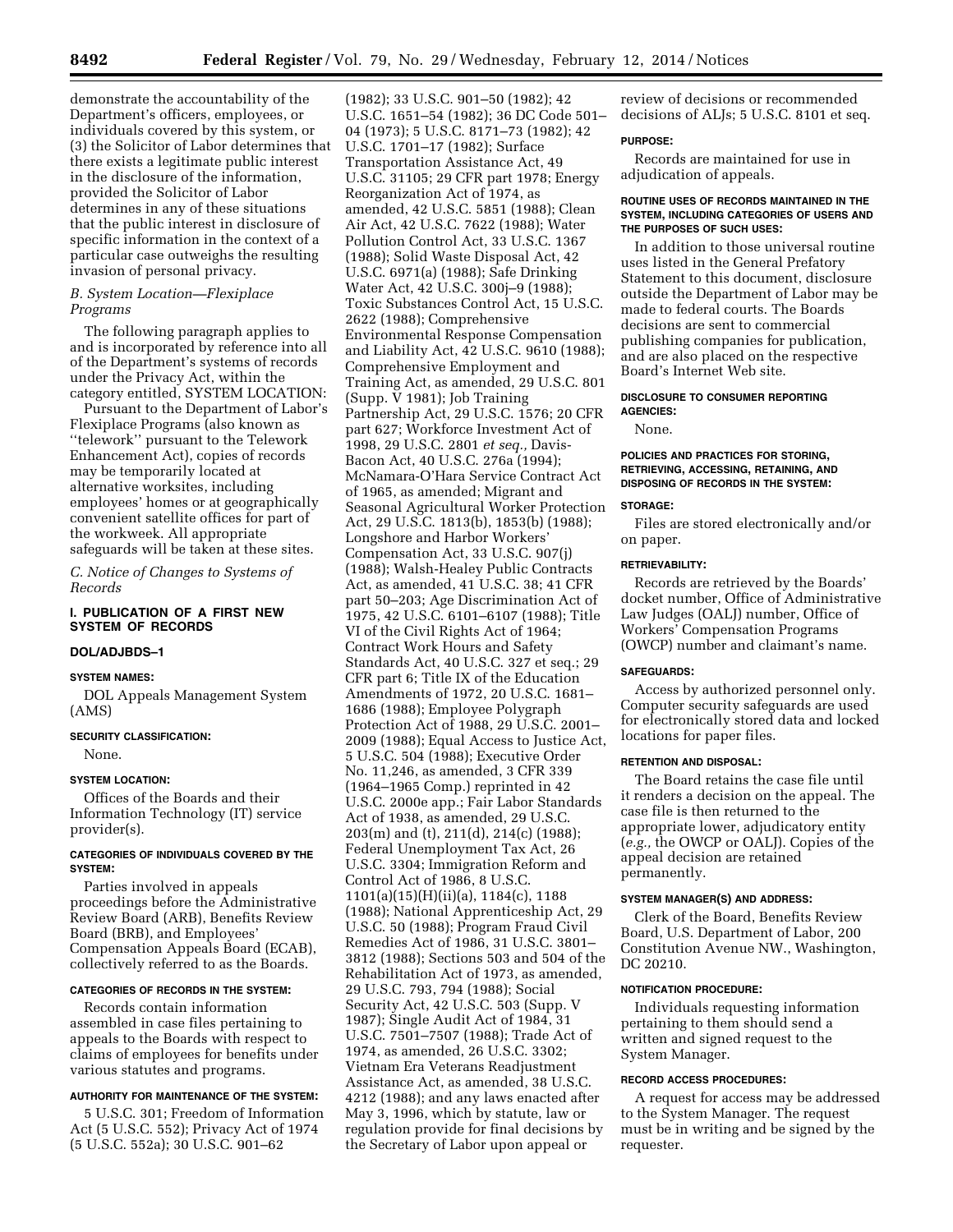demonstrate the accountability of the Department's officers, employees, or individuals covered by this system, or (3) the Solicitor of Labor determines that there exists a legitimate public interest in the disclosure of the information, provided the Solicitor of Labor determines in any of these situations that the public interest in disclosure of specific information in the context of a particular case outweighs the resulting invasion of personal privacy.

*B. System Location—Flexiplace Programs*

The following paragraph applies to and is incorporated by reference into all of the Department's systems of records under the Privacy Act, within the category entitled, SYSTEM LOCATION:

Pursuant to the Department of Labor's Flexiplace Programs (also known as ''telework'' pursuant to the Telework Enhancement Act), copies of records may be temporarily located at alternative worksites, including employees' homes or at geographically convenient satellite offices for part of the workweek. All appropriate safeguards will be taken at these sites.

*C. Notice of Changes to Systems of Records*

## I. PUBLICATION OF A FIRST NEW SYSTEM OF RECORDS

### DOL/ADJBDS–1

#### SYSTEM NAMES:

DOL Appeals Management System (AMS)

#### SECURITY CLASSIFICATION:

None.

#### SYSTEM LOCATION:

Offices of the Boards and their Information Technology (IT) service provider(s).

#### CATEGORIES OF INDIVIDUALS COVERED BY THE SYSTEM:

Parties involved in appeals proceedings before the Administrative Review Board (ARB), Benefits Review Board (BRB), and Employees' Compensation Appeals Board (ECAB), collectively referred to as the Boards.

#### CATEGORIES OF RECORDS IN THE SYSTEM:

Records contain information assembled in case files pertaining to appeals to the Boards with respect to claims of employees for benefits under various statutes and programs.

#### AUTHORITY FOR MAINTENANCE OF THE SYSTEM:

5 U.S.C. 301; Freedom of Information Act (5 U.S.C. 552); Privacy Act of 1974 (5 U.S.C. 552a); 30 U.S.C. 901–62 (1982); 33 U.S.C. 901–50 (1982); 42 U.S.C. 1651–54 (1982); 36 DC Code 501–04 (1973); 5 U.S.C. 8171–73 (1982); 42 U.S.C. 1701–17 (1982); Surface Transportation Assistance Act, 49 U.S.C. 31105; 29 CFR part 1978; Energy Reorganization Act of 1974, as amended, 42 U.S.C. 5851 (1988); Clean Air Act, 42 U.S.C. 7622 (1988); Water Pollution Control Act, 33 U.S.C. 1367 (1988); Solid Waste Disposal Act, 42 U.S.C. 6971(a) (1988); Safe Drinking Water Act, 42 U.S.C. 300j–9 (1988); Toxic Substances Control Act, 15 U.S.C. 2622 (1988); Comprehensive Environmental Response Compensation and Liability Act, 42 U.S.C. 9610 (1988); Comprehensive Employment and Training Act, as amended, 29 U.S.C. 801 (Supp. V 1981); Job Training Partnership Act, 29 U.S.C. 1576; 20 CFR part 627; Workforce Investment Act of 1998, 29 U.S.C. 2801 *et seq.*, Davis-Bacon Act, 40 U.S.C. 276a (1994); McNamara-O'Hara Service Contract Act of 1965, as amended; Migrant and Seasonal Agricultural Worker Protection Act, 29 U.S.C. 1813(b), 1853(b) (1988); Longshore and Harbor Workers' Compensation Act, 33 U.S.C. 907(j) (1988); Walsh-Healey Public Contracts Act, as amended, 41 U.S.C. 38; 41 CFR part 50–203; Age Discrimination Act of 1975, 42 U.S.C. 6101–6107 (1988); Title VI of the Civil Rights Act of 1964; Contract Work Hours and Safety Standards Act, 40 U.S.C. 327 et seq.; 29 CFR part 6; Title IX of the Education Amendments of 1972, 20 U.S.C. 1681–1686 (1988); Employee Polygraph Protection Act of 1988, 29 U.S.C. 2001–2009 (1988); Equal Access to Justice Act, 5 U.S.C. 504 (1988); Executive Order No. 11,246, as amended, 3 CFR 339 (1964–1965 Comp.) reprinted in 42 U.S.C. 2000e app.; Fair Labor Standards Act of 1938, as amended, 29 U.S.C. 203(m) and (t), 211(d), 214(c) (1988); Federal Unemployment Tax Act, 26 U.S.C. 3304; Immigration Reform and Control Act of 1986, 8 U.S.C. 1101(a)(15)(H)(ii)(a), 1184(c), 1188 (1988); National Apprenticeship Act, 29 U.S.C. 50 (1988); Program Fraud Civil Remedies Act of 1986, 31 U.S.C. 3801–3812 (1988); Sections 503 and 504 of the Rehabilitation Act of 1973, as amended, 29 U.S.C. 793, 794 (1988); Social Security Act, 42 U.S.C. 503 (Supp. V 1987); Single Audit Act of 1984, 31 U.S.C. 7501–7507 (1988); Trade Act of 1974, as amended, 26 U.S.C. 3302; Vietnam Era Veterans Readjustment Assistance Act, as amended, 38 U.S.C. 4212 (1988); and any laws enacted after May 3, 1996, which by statute, law or regulation provide for final decisions by the Secretary of Labor upon appeal or review of decisions or recommended decisions of ALJs; 5 U.S.C. 8101 et seq.

#### PURPOSE:

Records are maintained for use in adjudication of appeals.

#### ROUTINE USES OF RECORDS MAINTAINED IN THE SYSTEM, INCLUDING CATEGORIES OF USERS AND THE PURPOSES OF SUCH USES:

In addition to those universal routine uses listed in the General Prefatory Statement to this document, disclosure outside the Department of Labor may be made to federal courts. The Boards decisions are sent to commercial publishing companies for publication, and are also placed on the respective Board's Internet Web site.

#### DISCLOSURE TO CONSUMER REPORTING AGENCIES:

None.

#### POLICIES AND PRACTICES FOR STORING, RETRIEVING, ACCESSING, RETAINING, AND DISPOSING OF RECORDS IN THE SYSTEM:

#### STORAGE:

Files are stored electronically and/or on paper.

#### RETRIEVABILITY:

Records are retrieved by the Boards' docket number, Office of Administrative Law Judges (OALJ) number, Office of Workers' Compensation Programs (OWCP) number and claimant's name.

#### SAFEGUARDS:

Access by authorized personnel only. Computer security safeguards are used for electronically stored data and locked locations for paper files.

#### RETENTION AND DISPOSAL:

The Board retains the case file until it renders a decision on the appeal. The case file is then returned to the appropriate lower, adjudicatory entity (*e.g.,* the OWCP or OALJ). Copies of the appeal decision are retained permanently.

#### SYSTEM MANAGER(S) AND ADDRESS:

Clerk of the Board, Benefits Review Board, U.S. Department of Labor, 200 Constitution Avenue NW., Washington, DC 20210.

#### NOTIFICATION PROCEDURE:

Individuals requesting information pertaining to them should send a written and signed request to the System Manager.

#### RECORD ACCESS PROCEDURES:

A request for access may be addressed to the System Manager. The request must be in writing and be signed by the requester.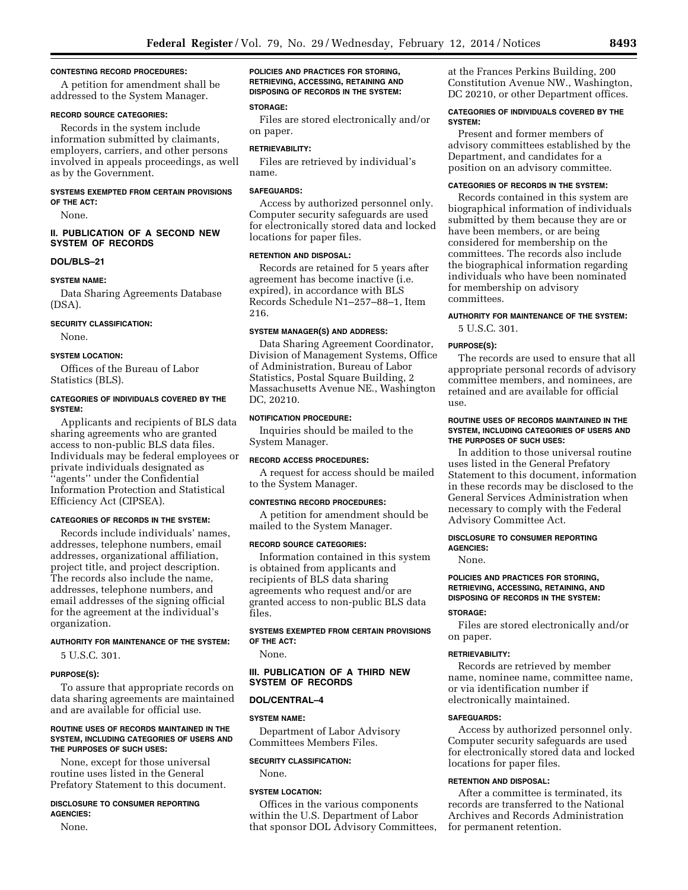#### CONTESTING RECORD PROCEDURES:

A petition for amendment shall be addressed to the System Manager.

#### RECORD SOURCE CATEGORIES:

Records in the system include information submitted by claimants, employers, carriers, and other persons involved in appeals proceedings, as well as by the Government.

#### SYSTEMS EXEMPTED FROM CERTAIN PROVISIONS OF THE ACT:

None.

## II. PUBLICATION OF A SECOND NEW SYSTEM OF RECORDS

### DOL/BLS–21

#### SYSTEM NAME:

Data Sharing Agreements Database (DSA).

#### SECURITY CLASSIFICATION:

None.

#### SYSTEM LOCATION:

Offices of the Bureau of Labor Statistics (BLS).

#### CATEGORIES OF INDIVIDUALS COVERED BY THE SYSTEM:

Applicants and recipients of BLS data sharing agreements who are granted access to non-public BLS data files. Individuals may be federal employees or private individuals designated as ''agents'' under the Confidential Information Protection and Statistical Efficiency Act (CIPSEA).

#### CATEGORIES OF RECORDS IN THE SYSTEM:

Records include individuals' names, addresses, telephone numbers, email addresses, organizational affiliation, project title, and project description. The records also include the name, addresses, telephone numbers, and email addresses of the signing official for the agreement at the individual's organization.

#### AUTHORITY FOR MAINTENANCE OF THE SYSTEM:

5 U.S.C. 301.

#### PURPOSE(S):

To assure that appropriate records on data sharing agreements are maintained and are available for official use.

#### ROUTINE USES OF RECORDS MAINTAINED IN THE SYSTEM, INCLUDING CATEGORIES OF USERS AND THE PURPOSES OF SUCH USES:

None, except for those universal routine uses listed in the General Prefatory Statement to this document.

#### DISCLOSURE TO CONSUMER REPORTING AGENCIES:

None.

#### POLICIES AND PRACTICES FOR STORING, RETRIEVING, ACCESSING, RETAINING AND DISPOSING OF RECORDS IN THE SYSTEM:

#### STORAGE:

Files are stored electronically and/or on paper.

#### RETRIEVABILITY:

Files are retrieved by individual's name.

#### SAFEGUARDS:

Access by authorized personnel only. Computer security safeguards are used for electronically stored data and locked locations for paper files.

#### RETENTION AND DISPOSAL:

Records are retained for 5 years after agreement has become inactive (i.e. expired), in accordance with BLS Records Schedule N1–257–88–1, Item 216.

#### SYSTEM MANAGER(S) AND ADDRESS:

Data Sharing Agreement Coordinator, Division of Management Systems, Office of Administration, Bureau of Labor Statistics, Postal Square Building, 2 Massachusetts Avenue NE., Washington DC, 20210.

#### NOTIFICATION PROCEDURE:

Inquiries should be mailed to the System Manager.

#### RECORD ACCESS PROCEDURES:

A request for access should be mailed to the System Manager.

#### CONTESTING RECORD PROCEDURES:

A petition for amendment should be mailed to the System Manager.

#### RECORD SOURCE CATEGORIES:

Information contained in this system is obtained from applicants and recipients of BLS data sharing agreements who request and/or are granted access to non-public BLS data files.

#### SYSTEMS EXEMPTED FROM CERTAIN PROVISIONS OF THE ACT:

None.

## III. PUBLICATION OF A THIRD NEW SYSTEM OF RECORDS

### DOL/CENTRAL–4

#### SYSTEM NAME:

Department of Labor Advisory Committees Members Files.

#### SECURITY CLASSIFICATION:

None.

#### SYSTEM LOCATION:

Offices in the various components within the U.S. Department of Labor that sponsor DOL Advisory Committees, at the Frances Perkins Building, 200 Constitution Avenue NW., Washington, DC 20210, or other Department offices.

#### CATEGORIES OF INDIVIDUALS COVERED BY THE SYSTEM:

Present and former members of advisory committees established by the Department, and candidates for a position on an advisory committee.

#### CATEGORIES OF RECORDS IN THE SYSTEM:

Records contained in this system are biographical information of individuals submitted by them because they are or have been members, or are being considered for membership on the committees. The records also include the biographical information regarding individuals who have been nominated for membership on advisory committees.

#### AUTHORITY FOR MAINTENANCE OF THE SYSTEM:

5 U.S.C. 301.

#### PURPOSE(S):

The records are used to ensure that all appropriate personal records of advisory committee members, and nominees, are retained and are available for official use.

#### ROUTINE USES OF RECORDS MAINTAINED IN THE SYSTEM, INCLUDING CATEGORIES OF USERS AND THE PURPOSES OF SUCH USES:

In addition to those universal routine uses listed in the General Prefatory Statement to this document, information in these records may be disclosed to the General Services Administration when necessary to comply with the Federal Advisory Committee Act.

#### DISCLOSURE TO CONSUMER REPORTING AGENCIES:

None.

#### POLICIES AND PRACTICES FOR STORING, RETRIEVING, ACCESSING, RETAINING, AND DISPOSING OF RECORDS IN THE SYSTEM:

#### STORAGE:

Files are stored electronically and/or on paper.

#### RETRIEVABILITY:

Records are retrieved by member name, nominee name, committee name, or via identification number if electronically maintained.

#### SAFEGUARDS:

Access by authorized personnel only. Computer security safeguards are used for electronically stored data and locked locations for paper files.

#### RETENTION AND DISPOSAL:

After a committee is terminated, its records are transferred to the National Archives and Records Administration for permanent retention.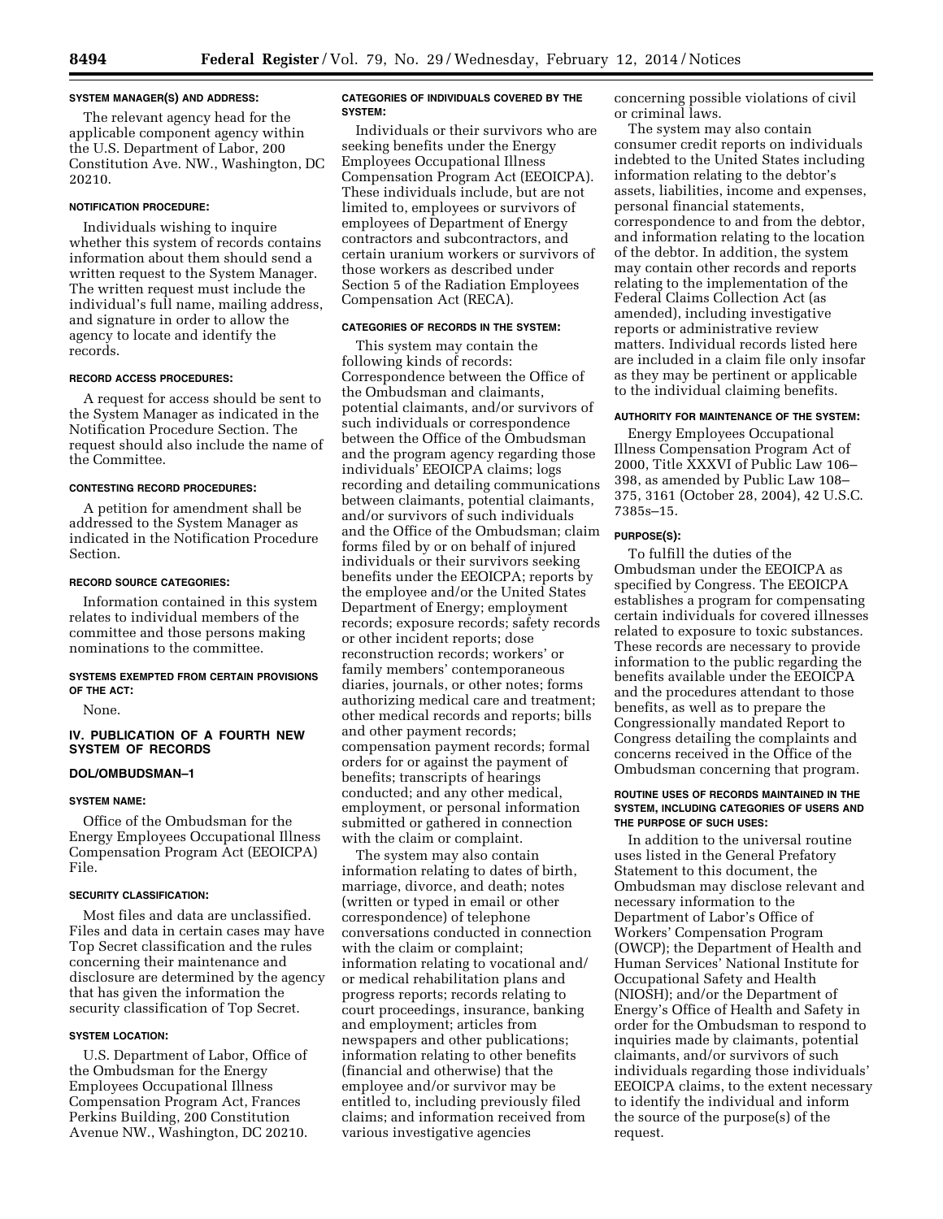#### SYSTEM MANAGER(S) AND ADDRESS:

The relevant agency head for the applicable component agency within the U.S. Department of Labor, 200 Constitution Ave. NW., Washington, DC 20210.

#### NOTIFICATION PROCEDURE:

Individuals wishing to inquire whether this system of records contains information about them should send a written request to the System Manager. The written request must include the individual's full name, mailing address, and signature in order to allow the agency to locate and identify the records.

#### RECORD ACCESS PROCEDURES:

A request for access should be sent to the System Manager as indicated in the Notification Procedure Section. The request should also include the name of the Committee.

#### CONTESTING RECORD PROCEDURES:

A petition for amendment shall be addressed to the System Manager as indicated in the Notification Procedure Section.

#### RECORD SOURCE CATEGORIES:

Information contained in this system relates to individual members of the committee and those persons making nominations to the committee.

#### SYSTEMS EXEMPTED FROM CERTAIN PROVISIONS OF THE ACT:

None.

## IV. PUBLICATION OF A FOURTH NEW SYSTEM OF RECORDS

### DOL/OMBUDSMAN–1

#### SYSTEM NAME:

Office of the Ombudsman for the Energy Employees Occupational Illness Compensation Program Act (EEOICPA) File.

#### SECURITY CLASSIFICATION:

Most files and data are unclassified. Files and data in certain cases may have Top Secret classification and the rules concerning their maintenance and disclosure are determined by the agency that has given the information the security classification of Top Secret.

#### SYSTEM LOCATION:

U.S. Department of Labor, Office of the Ombudsman for the Energy Employees Occupational Illness Compensation Program Act, Frances Perkins Building, 200 Constitution Avenue NW., Washington, DC 20210.

#### CATEGORIES OF INDIVIDUALS COVERED BY THE SYSTEM:

Individuals or their survivors who are seeking benefits under the Energy Employees Occupational Illness Compensation Program Act (EEOICPA). These individuals include, but are not limited to, employees or survivors of employees of Department of Energy contractors and subcontractors, and certain uranium workers or survivors of those workers as described under Section 5 of the Radiation Employees Compensation Act (RECA).

#### CATEGORIES OF RECORDS IN THE SYSTEM:

This system may contain the following kinds of records: Correspondence between the Office of the Ombudsman and claimants, potential claimants, and/or survivors of such individuals or correspondence between the Office of the Ombudsman and the program agency regarding those individuals' EEOICPA claims; logs recording and detailing communications between claimants, potential claimants, and/or survivors of such individuals and the Office of the Ombudsman; claim forms filed by or on behalf of injured individuals or their survivors seeking benefits under the EEOICPA; reports by the employee and/or the United States Department of Energy; employment records; exposure records; safety records or other incident reports; dose reconstruction records; workers' or family members' contemporaneous diaries, journals, or other notes; forms authorizing medical care and treatment; other medical records and reports; bills and other payment records; compensation payment records; formal orders for or against the payment of benefits; transcripts of hearings conducted; and any other medical, employment, or personal information submitted or gathered in connection with the claim or complaint.

The system may also contain information relating to dates of birth, marriage, divorce, and death; notes (written or typed in email or other correspondence) of telephone conversations conducted in connection with the claim or complaint; information relating to vocational and/or medical rehabilitation plans and progress reports; records relating to court proceedings, insurance, banking and employment; articles from newspapers and other publications; information relating to other benefits (financial and otherwise) that the employee and/or survivor may be entitled to, including previously filed claims; and information received from various investigative agencies concerning possible violations of civil or criminal laws.

The system may also contain consumer credit reports on individuals indebted to the United States including information relating to the debtor's assets, liabilities, income and expenses, personal financial statements, correspondence to and from the debtor, and information relating to the location of the debtor. In addition, the system may contain other records and reports relating to the implementation of the Federal Claims Collection Act (as amended), including investigative reports or administrative review matters. Individual records listed here are included in a claim file only insofar as they may be pertinent or applicable to the individual claiming benefits.

#### AUTHORITY FOR MAINTENANCE OF THE SYSTEM:

Energy Employees Occupational Illness Compensation Program Act of 2000, Title XXXVI of Public Law 106–398, as amended by Public Law 108–375, 3161 (October 28, 2004), 42 U.S.C. 7385s–15.

#### PURPOSE(S):

To fulfill the duties of the Ombudsman under the EEOICPA as specified by Congress. The EEOICPA establishes a program for compensating certain individuals for covered illnesses related to exposure to toxic substances. These records are necessary to provide information to the public regarding the benefits available under the EEOICPA and the procedures attendant to those benefits, as well as to prepare the Congressionally mandated Report to Congress detailing the complaints and concerns received in the Office of the Ombudsman concerning that program.

#### ROUTINE USES OF RECORDS MAINTAINED IN THE SYSTEM, INCLUDING CATEGORIES OF USERS AND THE PURPOSE OF SUCH USES:

In addition to the universal routine uses listed in the General Prefatory Statement to this document, the Ombudsman may disclose relevant and necessary information to the Department of Labor's Office of Workers' Compensation Program (OWCP); the Department of Health and Human Services' National Institute for Occupational Safety and Health (NIOSH); and/or the Department of Energy's Office of Health and Safety in order for the Ombudsman to respond to inquiries made by claimants, potential claimants, and/or survivors of such individuals regarding those individuals' EEOICPA claims, to the extent necessary to identify the individual and inform the source of the purpose(s) of the request.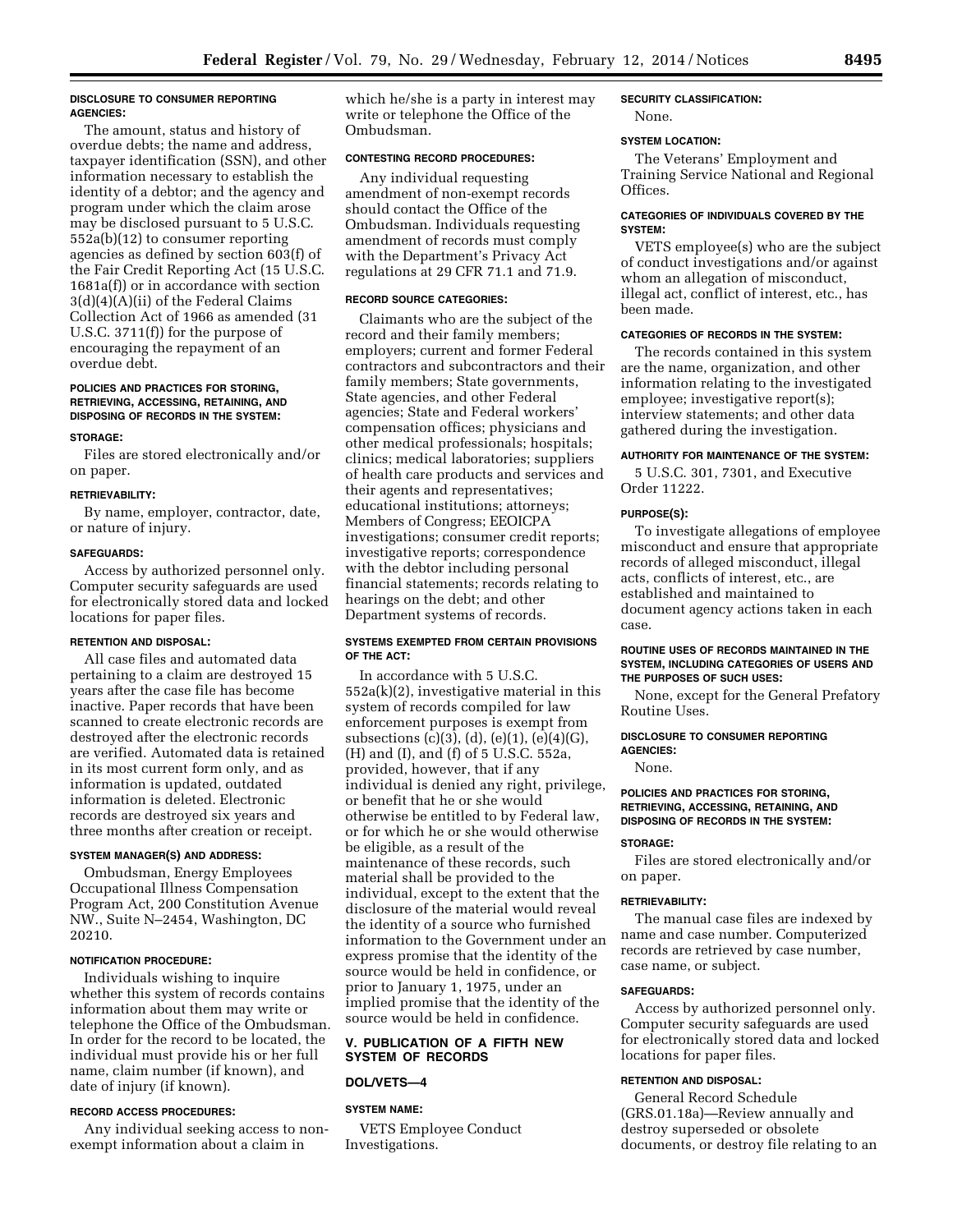#### DISCLOSURE TO CONSUMER REPORTING AGENCIES:

The amount, status and history of overdue debts; the name and address, taxpayer identification (SSN), and other information necessary to establish the identity of a debtor; and the agency and program under which the claim arose may be disclosed pursuant to 5 U.S.C. 552a(b)(12) to consumer reporting agencies as defined by section 603(f) of the Fair Credit Reporting Act (15 U.S.C. 1681a(f)) or in accordance with section 3(d)(4)(A)(ii) of the Federal Claims Collection Act of 1966 as amended (31 U.S.C. 3711(f)) for the purpose of encouraging the repayment of an overdue debt.

#### POLICIES AND PRACTICES FOR STORING, RETRIEVING, ACCESSING, RETAINING, AND DISPOSING OF RECORDS IN THE SYSTEM:

#### STORAGE:

Files are stored electronically and/or on paper.

#### RETRIEVABILITY:

By name, employer, contractor, date, or nature of injury.

#### SAFEGUARDS:

Access by authorized personnel only. Computer security safeguards are used for electronically stored data and locked locations for paper files.

#### RETENTION AND DISPOSAL:

All case files and automated data pertaining to a claim are destroyed 15 years after the case file has become inactive. Paper records that have been scanned to create electronic records are destroyed after the electronic records are verified. Automated data is retained in its most current form only, and as information is updated, outdated information is deleted. Electronic records are destroyed six years and three months after creation or receipt.

#### SYSTEM MANAGER(S) AND ADDRESS:

Ombudsman, Energy Employees Occupational Illness Compensation Program Act, 200 Constitution Avenue NW., Suite N–2454, Washington, DC 20210.

#### NOTIFICATION PROCEDURE:

Individuals wishing to inquire whether this system of records contains information about them may write or telephone the Office of the Ombudsman. In order for the record to be located, the individual must provide his or her full name, claim number (if known), and date of injury (if known).

#### RECORD ACCESS PROCEDURES:

Any individual seeking access to non-exempt information about a claim in which he/she is a party in interest may write or telephone the Office of the Ombudsman.

#### CONTESTING RECORD PROCEDURES:

Any individual requesting amendment of non-exempt records should contact the Office of the Ombudsman. Individuals requesting amendment of records must comply with the Department's Privacy Act regulations at 29 CFR 71.1 and 71.9.

#### RECORD SOURCE CATEGORIES:

Claimants who are the subject of the record and their family members; employers; current and former Federal contractors and subcontractors and their family members; State governments, State agencies, and other Federal agencies; State and Federal workers' compensation offices; physicians and other medical professionals; hospitals; clinics; medical laboratories; suppliers of health care products and services and their agents and representatives; educational institutions; attorneys; Members of Congress; EEOICPA investigations; consumer credit reports; investigative reports; correspondence with the debtor including personal financial statements; records relating to hearings on the debt; and other Department systems of records.

#### SYSTEMS EXEMPTED FROM CERTAIN PROVISIONS OF THE ACT:

In accordance with 5 U.S.C. 552a(k)(2), investigative material in this system of records compiled for law enforcement purposes is exempt from subsections (c)(3), (d), (e)(1), (e)(4)(G), (H) and (I), and (f) of 5 U.S.C. 552a, provided, however, that if any individual is denied any right, privilege, or benefit that he or she would otherwise be entitled to by Federal law, or for which he or she would otherwise be eligible, as a result of the maintenance of these records, such material shall be provided to the individual, except to the extent that the disclosure of the material would reveal the identity of a source who furnished information to the Government under an express promise that the identity of the source would be held in confidence, or prior to January 1, 1975, under an implied promise that the identity of the source would be held in confidence.

## V. PUBLICATION OF A FIFTH NEW SYSTEM OF RECORDS

### DOL/VETS—4

#### SYSTEM NAME:

VETS Employee Conduct Investigations.

#### SECURITY CLASSIFICATION:

None.

#### SYSTEM LOCATION:

The Veterans' Employment and Training Service National and Regional Offices.

#### CATEGORIES OF INDIVIDUALS COVERED BY THE SYSTEM:

VETS employee(s) who are the subject of conduct investigations and/or against whom an allegation of misconduct, illegal act, conflict of interest, etc., has been made.

#### CATEGORIES OF RECORDS IN THE SYSTEM:

The records contained in this system are the name, organization, and other information relating to the investigated employee; investigative report(s); interview statements; and other data gathered during the investigation.

#### AUTHORITY FOR MAINTENANCE OF THE SYSTEM:

5 U.S.C. 301, 7301, and Executive Order 11222.

#### PURPOSE(S):

To investigate allegations of employee misconduct and ensure that appropriate records of alleged misconduct, illegal acts, conflicts of interest, etc., are established and maintained to document agency actions taken in each case.

#### ROUTINE USES OF RECORDS MAINTAINED IN THE SYSTEM, INCLUDING CATEGORIES OF USERS AND THE PURPOSES OF SUCH USES:

None, except for the General Prefatory Routine Uses.

#### DISCLOSURE TO CONSUMER REPORTING AGENCIES:

None.

#### POLICIES AND PRACTICES FOR STORING, RETRIEVING, ACCESSING, RETAINING, AND DISPOSING OF RECORDS IN THE SYSTEM:

#### STORAGE:

Files are stored electronically and/or on paper.

#### RETRIEVABILITY:

The manual case files are indexed by name and case number. Computerized records are retrieved by case number, case name, or subject.

#### SAFEGUARDS:

Access by authorized personnel only. Computer security safeguards are used for electronically stored data and locked locations for paper files.

#### RETENTION AND DISPOSAL:

General Record Schedule (GRS.01.18a)—Review annually and destroy superseded or obsolete documents, or destroy file relating to an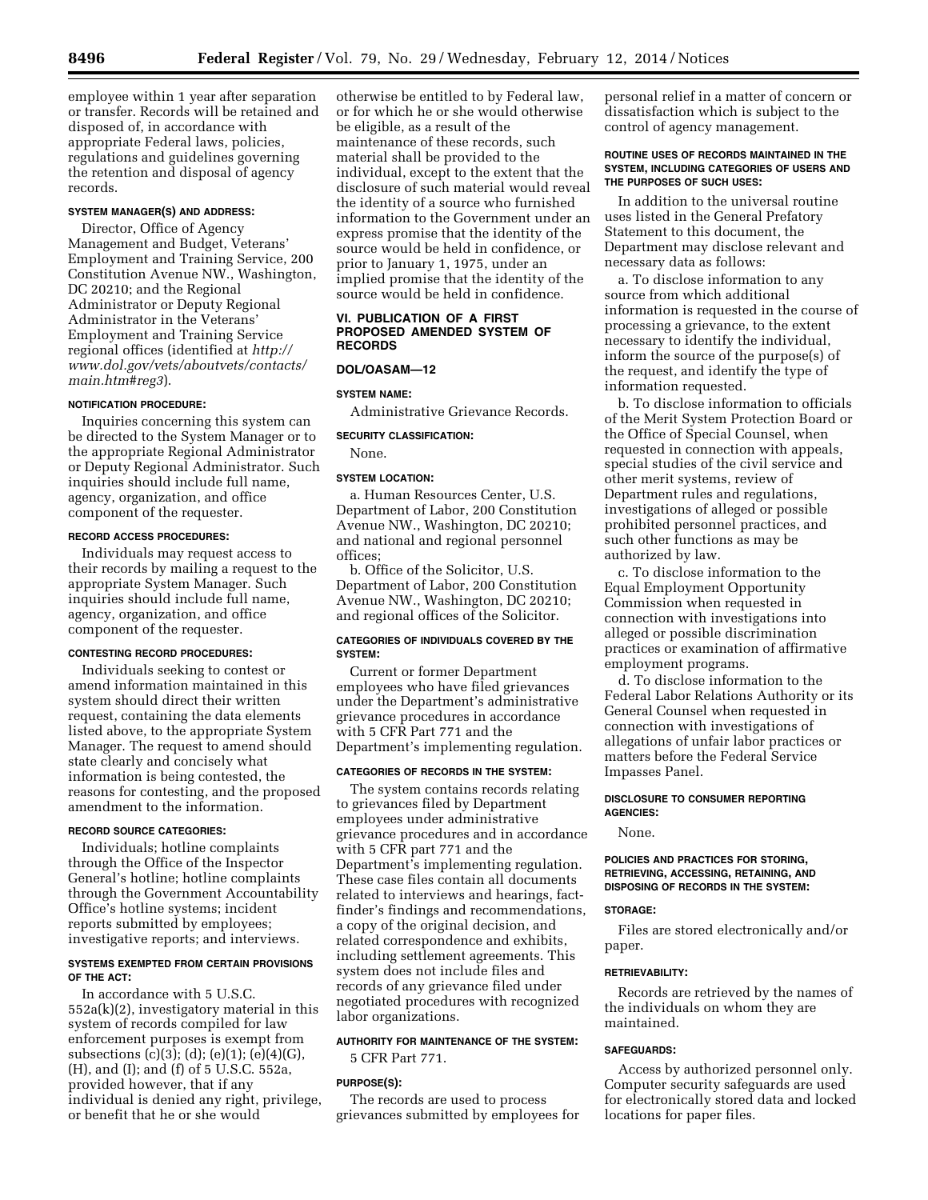employee within 1 year after separation or transfer. Records will be retained and disposed of, in accordance with appropriate Federal laws, policies, regulations and guidelines governing the retention and disposal of agency records.

#### SYSTEM MANAGER(S) AND ADDRESS:

Director, Office of Agency Management and Budget, Veterans' Employment and Training Service, 200 Constitution Avenue NW., Washington, DC 20210; and the Regional Administrator or Deputy Regional Administrator in the Veterans' Employment and Training Service regional offices (identified at *http://www.dol.gov/vets/aboutvets/contacts/main.htm#reg3*).

#### NOTIFICATION PROCEDURE:

Inquiries concerning this system can be directed to the System Manager or to the appropriate Regional Administrator or Deputy Regional Administrator. Such inquiries should include full name, agency, organization, and office component of the requester.

#### RECORD ACCESS PROCEDURES:

Individuals may request access to their records by mailing a request to the appropriate System Manager. Such inquiries should include full name, agency, organization, and office component of the requester.

#### CONTESTING RECORD PROCEDURES:

Individuals seeking to contest or amend information maintained in this system should direct their written request, containing the data elements listed above, to the appropriate System Manager. The request to amend should state clearly and concisely what information is being contested, the reasons for contesting, and the proposed amendment to the information.

#### RECORD SOURCE CATEGORIES:

Individuals; hotline complaints through the Office of the Inspector General's hotline; hotline complaints through the Government Accountability Office's hotline systems; incident reports submitted by employees; investigative reports; and interviews.

#### SYSTEMS EXEMPTED FROM CERTAIN PROVISIONS OF THE ACT:

In accordance with 5 U.S.C. 552a(k)(2), investigatory material in this system of records compiled for law enforcement purposes is exempt from subsections (c)(3); (d); (e)(1); (e)(4)(G), (H), and (I); and (f) of 5 U.S.C. 552a, provided however, that if any individual is denied any right, privilege, or benefit that he or she would otherwise be entitled to by Federal law, or for which he or she would otherwise be eligible, as a result of the maintenance of these records, such material shall be provided to the individual, except to the extent that the disclosure of such material would reveal the identity of a source who furnished information to the Government under an express promise that the identity of the source would be held in confidence, or prior to January 1, 1975, under an implied promise that the identity of the source would be held in confidence.

## VI. PUBLICATION OF A FIRST PROPOSED AMENDED SYSTEM OF RECORDS

### DOL/OASAM—12

#### SYSTEM NAME:

Administrative Grievance Records.

#### SECURITY CLASSIFICATION:

None.

#### SYSTEM LOCATION:

a. Human Resources Center, U.S. Department of Labor, 200 Constitution Avenue NW., Washington, DC 20210; and national and regional personnel offices;

b. Office of the Solicitor, U.S. Department of Labor, 200 Constitution Avenue NW., Washington, DC 20210; and regional offices of the Solicitor.

#### CATEGORIES OF INDIVIDUALS COVERED BY THE SYSTEM:

Current or former Department employees who have filed grievances under the Department's administrative grievance procedures in accordance with 5 CFR Part 771 and the Department's implementing regulation.

#### CATEGORIES OF RECORDS IN THE SYSTEM:

The system contains records relating to grievances filed by Department employees under administrative grievance procedures and in accordance with 5 CFR part 771 and the Department's implementing regulation. These case files contain all documents related to interviews and hearings, fact-finder's findings and recommendations, a copy of the original decision, and related correspondence and exhibits, including settlement agreements. This system does not include files and records of any grievance filed under negotiated procedures with recognized labor organizations.

#### AUTHORITY FOR MAINTENANCE OF THE SYSTEM:

5 CFR Part 771.

#### PURPOSE(S):

The records are used to process grievances submitted by employees for personal relief in a matter of concern or dissatisfaction which is subject to the control of agency management.

#### ROUTINE USES OF RECORDS MAINTAINED IN THE SYSTEM, INCLUDING CATEGORIES OF USERS AND THE PURPOSES OF SUCH USES:

In addition to the universal routine uses listed in the General Prefatory Statement to this document, the Department may disclose relevant and necessary data as follows:

a. To disclose information to any source from which additional information is requested in the course of processing a grievance, to the extent necessary to identify the individual, inform the source of the purpose(s) of the request, and identify the type of information requested.

b. To disclose information to officials of the Merit System Protection Board or the Office of Special Counsel, when requested in connection with appeals, special studies of the civil service and other merit systems, review of Department rules and regulations, investigations of alleged or possible prohibited personnel practices, and such other functions as may be authorized by law.

c. To disclose information to the Equal Employment Opportunity Commission when requested in connection with investigations into alleged or possible discrimination practices or examination of affirmative employment programs.

d. To disclose information to the Federal Labor Relations Authority or its General Counsel when requested in connection with investigations of allegations of unfair labor practices or matters before the Federal Service Impasses Panel.

#### DISCLOSURE TO CONSUMER REPORTING AGENCIES:

None.

#### POLICIES AND PRACTICES FOR STORING, RETRIEVING, ACCESSING, RETAINING, AND DISPOSING OF RECORDS IN THE SYSTEM:

#### STORAGE:

Files are stored electronically and/or paper.

#### RETRIEVABILITY:

Records are retrieved by the names of the individuals on whom they are maintained.

#### SAFEGUARDS:

Access by authorized personnel only. Computer security safeguards are used for electronically stored data and locked locations for paper files.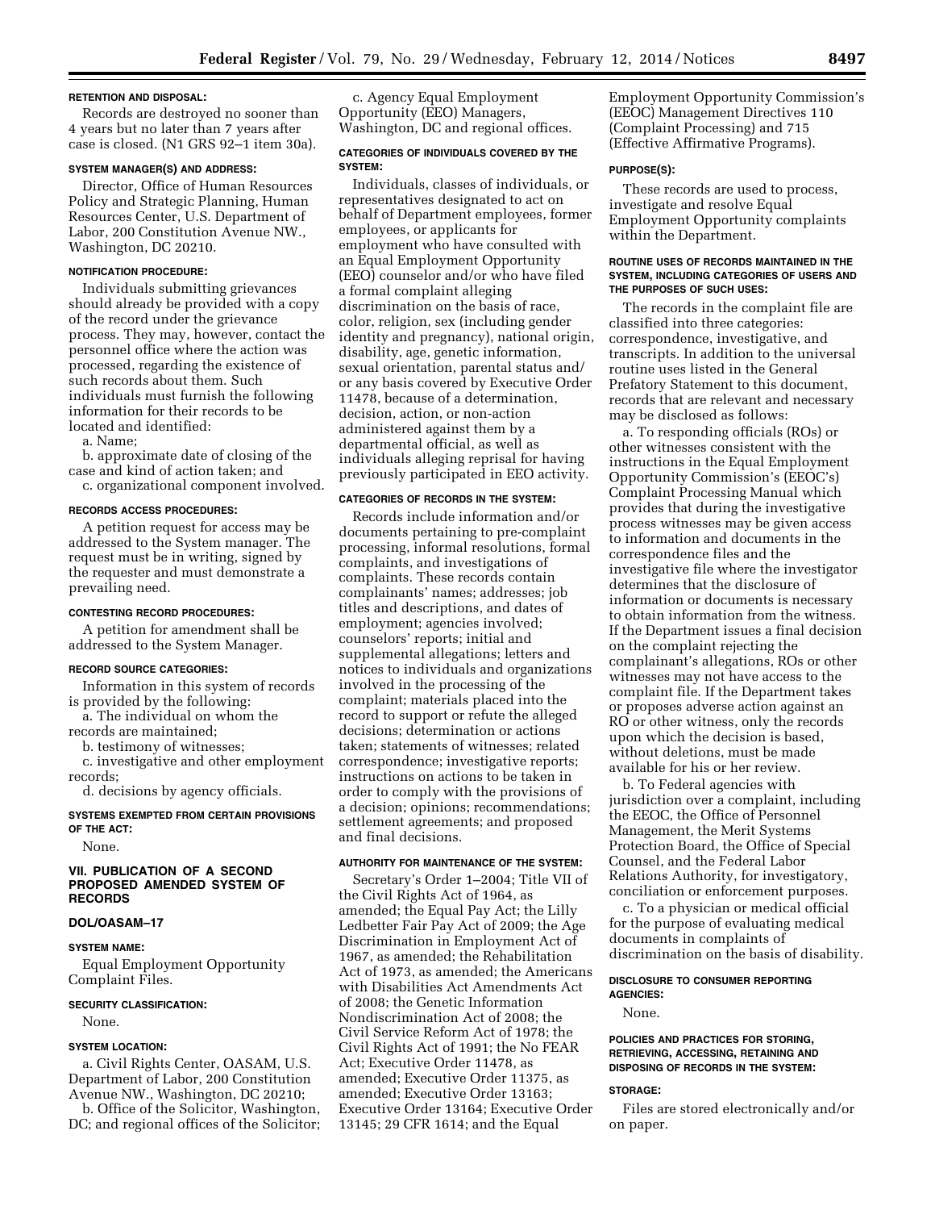#### RETENTION AND DISPOSAL:

Records are destroyed no sooner than 4 years but no later than 7 years after case is closed. (N1 GRS 92–1 item 30a).

#### SYSTEM MANAGER(S) AND ADDRESS:

Director, Office of Human Resources Policy and Strategic Planning, Human Resources Center, U.S. Department of Labor, 200 Constitution Avenue NW., Washington, DC 20210.

#### NOTIFICATION PROCEDURE:

Individuals submitting grievances should already be provided with a copy of the record under the grievance process. They may, however, contact the personnel office where the action was processed, regarding the existence of such records about them. Such individuals must furnish the following information for their records to be located and identified:

a. Name;

b. approximate date of closing of the case and kind of action taken; and

c. organizational component involved.

#### RECORDS ACCESS PROCEDURES:

A petition request for access may be addressed to the System manager. The request must be in writing, signed by the requester and must demonstrate a prevailing need.

#### CONTESTING RECORD PROCEDURES:

A petition for amendment shall be addressed to the System Manager.

#### RECORD SOURCE CATEGORIES:

Information in this system of records is provided by the following:

a. The individual on whom the records are maintained;

b. testimony of witnesses;

c. investigative and other employment records;

d. decisions by agency officials.

#### SYSTEMS EXEMPTED FROM CERTAIN PROVISIONS OF THE ACT:

None.

### VII. PUBLICATION OF A SECOND PROPOSED AMENDED SYSTEM OF RECORDS

#### DOL/OASAM–17

#### SYSTEM NAME:

Equal Employment Opportunity Complaint Files.

#### SECURITY CLASSIFICATION:

None.

#### SYSTEM LOCATION:

a. Civil Rights Center, OASAM, U.S. Department of Labor, 200 Constitution Avenue NW., Washington, DC 20210;

b. Office of the Solicitor, Washington, DC; and regional offices of the Solicitor;

c. Agency Equal Employment Opportunity (EEO) Managers, Washington, DC and regional offices.

#### CATEGORIES OF INDIVIDUALS COVERED BY THE SYSTEM:

Individuals, classes of individuals, or representatives designated to act on behalf of Department employees, former employees, or applicants for employment who have consulted with an Equal Employment Opportunity (EEO) counselor and/or who have filed a formal complaint alleging discrimination on the basis of race, color, religion, sex (including gender identity and pregnancy), national origin, disability, age, genetic information, sexual orientation, parental status and/or any basis covered by Executive Order 11478, because of a determination, decision, action, or non-action administered against them by a departmental official, as well as individuals alleging reprisal for having previously participated in EEO activity.

#### CATEGORIES OF RECORDS IN THE SYSTEM:

Records include information and/or documents pertaining to pre-complaint processing, informal resolutions, formal complaints, and investigations of complaints. These records contain complainants' names; addresses; job titles and descriptions, and dates of employment; agencies involved; counselors' reports; initial and supplemental allegations; letters and notices to individuals and organizations involved in the processing of the complaint; materials placed into the record to support or refute the alleged decisions; determination or actions taken; statements of witnesses; related correspondence; investigative reports; instructions on actions to be taken in order to comply with the provisions of a decision; opinions; recommendations; settlement agreements; and proposed and final decisions.

#### AUTHORITY FOR MAINTENANCE OF THE SYSTEM:

Secretary's Order 1–2004; Title VII of the Civil Rights Act of 1964, as amended; the Equal Pay Act; the Lilly Ledbetter Fair Pay Act of 2009; the Age Discrimination in Employment Act of 1967, as amended; the Rehabilitation Act of 1973, as amended; the Americans with Disabilities Act Amendments Act of 2008; the Genetic Information Nondiscrimination Act of 2008; the Civil Service Reform Act of 1978; the Civil Rights Act of 1991; the No FEAR Act; Executive Order 11478, as amended; Executive Order 11375, as amended; Executive Order 13163; Executive Order 13164; Executive Order 13145; 29 CFR 1614; and the Equal Employment Opportunity Commission's (EEOC) Management Directives 110 (Complaint Processing) and 715 (Effective Affirmative Programs).

#### PURPOSE(S):

These records are used to process, investigate and resolve Equal Employment Opportunity complaints within the Department.

#### ROUTINE USES OF RECORDS MAINTAINED IN THE SYSTEM, INCLUDING CATEGORIES OF USERS AND THE PURPOSES OF SUCH USES:

The records in the complaint file are classified into three categories: correspondence, investigative, and transcripts. In addition to the universal routine uses listed in the General Prefatory Statement to this document, records that are relevant and necessary may be disclosed as follows:

a. To responding officials (ROs) or other witnesses consistent with the instructions in the Equal Employment Opportunity Commission's (EEOC's) Complaint Processing Manual which provides that during the investigative process witnesses may be given access to information and documents in the correspondence files and the investigative file where the investigator determines that the disclosure of information or documents is necessary to obtain information from the witness. If the Department issues a final decision on the complaint rejecting the complainant's allegations, ROs or other witnesses may not have access to the complaint file. If the Department takes or proposes adverse action against an RO or other witness, only the records upon which the decision is based, without deletions, must be made available for his or her review.

b. To Federal agencies with jurisdiction over a complaint, including the EEOC, the Office of Personnel Management, the Merit Systems Protection Board, the Office of Special Counsel, and the Federal Labor Relations Authority, for investigatory, conciliation or enforcement purposes.

c. To a physician or medical official for the purpose of evaluating medical documents in complaints of discrimination on the basis of disability.

#### DISCLOSURE TO CONSUMER REPORTING AGENCIES:

None.

#### POLICIES AND PRACTICES FOR STORING, RETRIEVING, ACCESSING, RETAINING AND DISPOSING OF RECORDS IN THE SYSTEM:

#### STORAGE:

Files are stored electronically and/or on paper.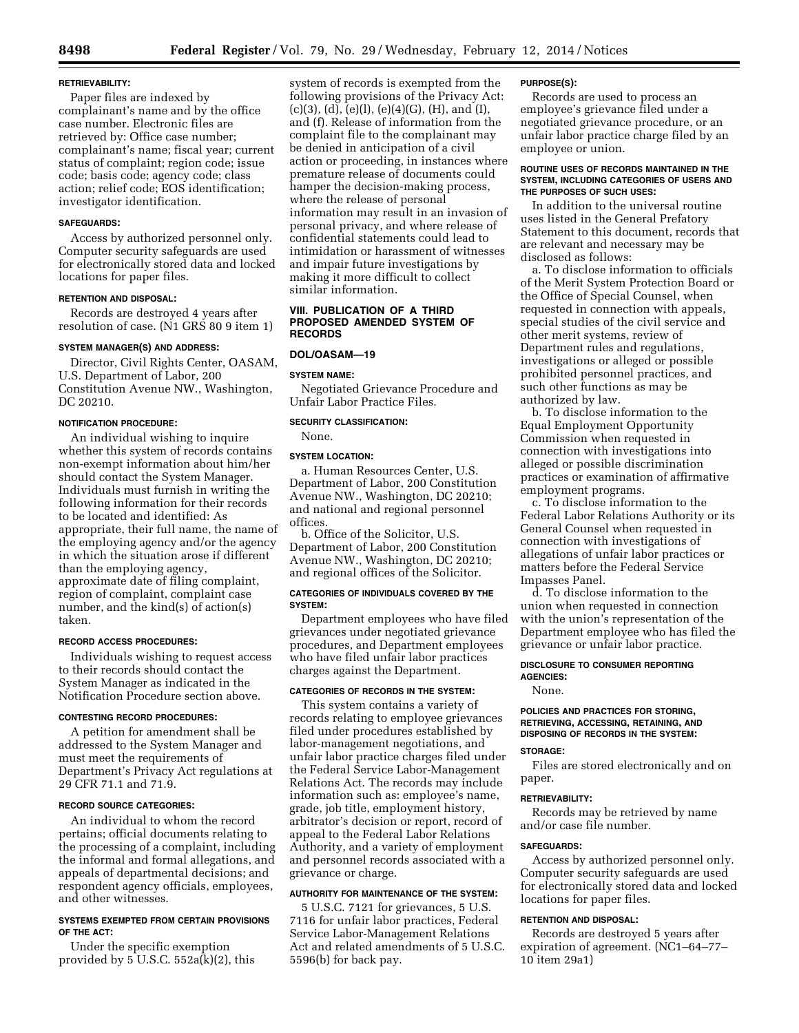**RETRIEVABILITY:**

Paper files are indexed by complainant's name and by the office case number. Electronic files are retrieved by: Office case number; complainant's name; fiscal year; current status of complaint; region code; issue code; basis code; agency code; class action; relief code; EOS identification; investigator identification.

**SAFEGUARDS:**

Access by authorized personnel only. Computer security safeguards are used for electronically stored data and locked locations for paper files.

**RETENTION AND DISPOSAL:**

Records are destroyed 4 years after resolution of case. (N1 GRS 80 9 item 1)

**SYSTEM MANAGER(S) AND ADDRESS:**

Director, Civil Rights Center, OASAM, U.S. Department of Labor, 200 Constitution Avenue NW., Washington, DC 20210.

**NOTIFICATION PROCEDURE:**

An individual wishing to inquire whether this system of records contains non-exempt information about him/her should contact the System Manager. Individuals must furnish in writing the following information for their records to be located and identified: As appropriate, their full name, the name of the employing agency and/or the agency in which the situation arose if different than the employing agency, approximate date of filing complaint, region of complaint, complaint case number, and the kind(s) of action(s) taken.

**RECORD ACCESS PROCEDURES:**

Individuals wishing to request access to their records should contact the System Manager as indicated in the Notification Procedure section above.

**CONTESTING RECORD PROCEDURES:**

A petition for amendment shall be addressed to the System Manager and must meet the requirements of Department's Privacy Act regulations at 29 CFR 71.1 and 71.9.

**RECORD SOURCE CATEGORIES:**

An individual to whom the record pertains; official documents relating to the processing of a complaint, including the informal and formal allegations, and appeals of departmental decisions; and respondent agency officials, employees, and other witnesses.

**SYSTEMS EXEMPTED FROM CERTAIN PROVISIONS OF THE ACT:**

Under the specific exemption provided by 5 U.S.C. 552a(k)(2), this system of records is exempted from the following provisions of the Privacy Act: (c)(3), (d), (e)(l), (e)(4)(G), (H), and (I), and (f). Release of information from the complaint file to the complainant may be denied in anticipation of a civil action or proceeding, in instances where premature release of documents could hamper the decision-making process, where the release of personal information may result in an invasion of personal privacy, and where release of confidential statements could lead to intimidation or harassment of witnesses and impair future investigations by making it more difficult to collect similar information.

## VIII. Publication of a Third Proposed Amended System of Records

### DOL/OASAM—19

**SYSTEM NAME:**

Negotiated Grievance Procedure and Unfair Labor Practice Files.

**SECURITY CLASSIFICATION:**

None.

**SYSTEM LOCATION:**

a. Human Resources Center, U.S. Department of Labor, 200 Constitution Avenue NW., Washington, DC 20210; and national and regional personnel offices.

b. Office of the Solicitor, U.S. Department of Labor, 200 Constitution Avenue NW., Washington, DC 20210; and regional offices of the Solicitor.

**CATEGORIES OF INDIVIDUALS COVERED BY THE SYSTEM:**

Department employees who have filed grievances under negotiated grievance procedures, and Department employees who have filed unfair labor practices charges against the Department.

**CATEGORIES OF RECORDS IN THE SYSTEM:**

This system contains a variety of records relating to employee grievances filed under procedures established by labor-management negotiations, and unfair labor practice charges filed under the Federal Service Labor-Management Relations Act. The records may include information such as: employee's name, grade, job title, employment history, arbitrator's decision or report, record of appeal to the Federal Labor Relations Authority, and a variety of employment and personnel records associated with a grievance or charge.

**AUTHORITY FOR MAINTENANCE OF THE SYSTEM:**

5 U.S.C. 7121 for grievances, 5 U.S. 7116 for unfair labor practices, Federal Service Labor-Management Relations Act and related amendments of 5 U.S.C. 5596(b) for back pay.

**PURPOSE(S):**

Records are used to process an employee's grievance filed under a negotiated grievance procedure, or an unfair labor practice charge filed by an employee or union.

**ROUTINE USES OF RECORDS MAINTAINED IN THE SYSTEM, INCLUDING CATEGORIES OF USERS AND THE PURPOSES OF SUCH USES:**

In addition to the universal routine uses listed in the General Prefatory Statement to this document, records that are relevant and necessary may be disclosed as follows:

a. To disclose information to officials of the Merit System Protection Board or the Office of Special Counsel, when requested in connection with appeals, special studies of the civil service and other merit systems, review of Department rules and regulations, investigations or alleged or possible prohibited personnel practices, and such other functions as may be authorized by law.

b. To disclose information to the Equal Employment Opportunity Commission when requested in connection with investigations into alleged or possible discrimination practices or examination of affirmative employment programs.

c. To disclose information to the Federal Labor Relations Authority or its General Counsel when requested in connection with investigations of allegations of unfair labor practices or matters before the Federal Service Impasses Panel.

d. To disclose information to the union when requested in connection with the union's representation of the Department employee who has filed the grievance or unfair labor practice.

**DISCLOSURE TO CONSUMER REPORTING AGENCIES:**

None.

**POLICIES AND PRACTICES FOR STORING, RETRIEVING, ACCESSING, RETAINING, AND DISPOSING OF RECORDS IN THE SYSTEM:**

**STORAGE:**

Files are stored electronically and on paper.

**RETRIEVABILITY:**

Records may be retrieved by name and/or case file number.

**SAFEGUARDS:**

Access by authorized personnel only. Computer security safeguards are used for electronically stored data and locked locations for paper files.

**RETENTION AND DISPOSAL:**

Records are destroyed 5 years after expiration of agreement. (NC1–64–77–10 item 29a1)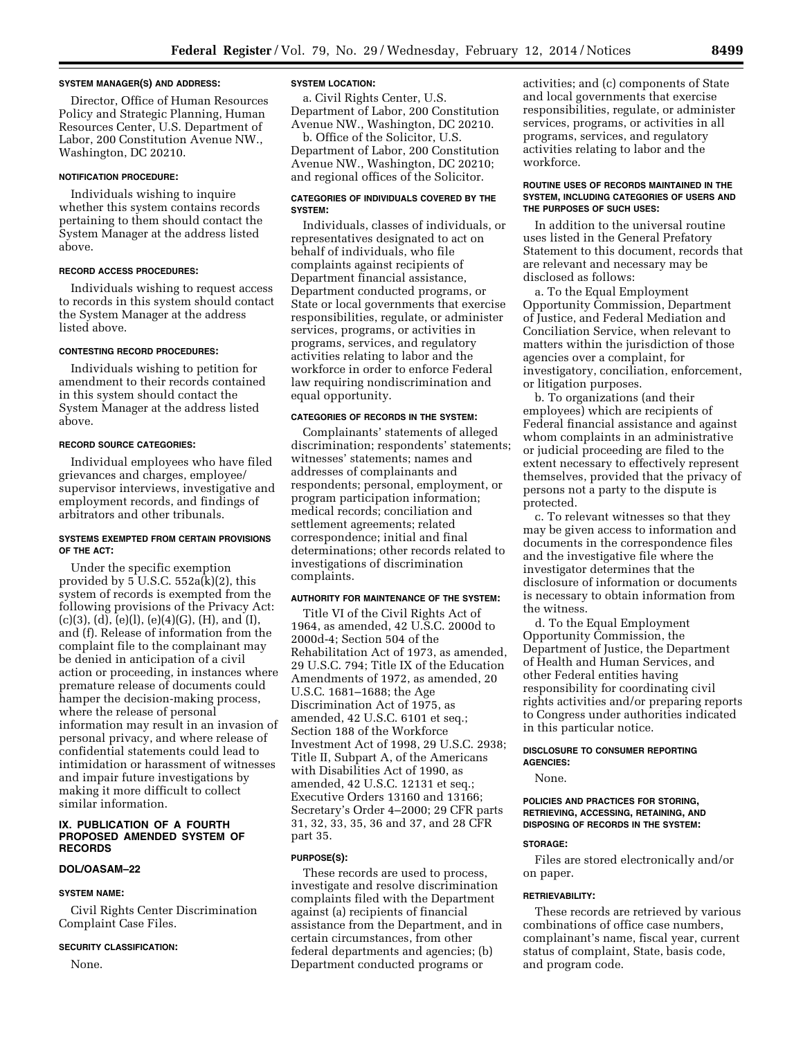#### SYSTEM MANAGER(S) AND ADDRESS:

Director, Office of Human Resources Policy and Strategic Planning, Human Resources Center, U.S. Department of Labor, 200 Constitution Avenue NW., Washington, DC 20210.

#### NOTIFICATION PROCEDURE:

Individuals wishing to inquire whether this system contains records pertaining to them should contact the System Manager at the address listed above.

#### RECORD ACCESS PROCEDURES:

Individuals wishing to request access to records in this system should contact the System Manager at the address listed above.

#### CONTESTING RECORD PROCEDURES:

Individuals wishing to petition for amendment to their records contained in this system should contact the System Manager at the address listed above.

#### RECORD SOURCE CATEGORIES:

Individual employees who have filed grievances and charges, employee/supervisor interviews, investigative and employment records, and findings of arbitrators and other tribunals.

#### SYSTEMS EXEMPTED FROM CERTAIN PROVISIONS OF THE ACT:

Under the specific exemption provided by 5 U.S.C. 552a(k)(2), this system of records is exempted from the following provisions of the Privacy Act: (c)(3), (d), (e)(l), (e)(4)(G), (H), and (I), and (f). Release of information from the complaint file to the complainant may be denied in anticipation of a civil action or proceeding, in instances where premature release of documents could hamper the decision-making process, where the release of personal information may result in an invasion of personal privacy, and where release of confidential statements could lead to intimidation or harassment of witnesses and impair future investigations by making it more difficult to collect similar information.

## IX. PUBLICATION OF A FOURTH PROPOSED AMENDED SYSTEM OF RECORDS

### DOL/OASAM–22

#### SYSTEM NAME:

Civil Rights Center Discrimination Complaint Case Files.

#### SECURITY CLASSIFICATION:

None.

#### SYSTEM LOCATION:

a. Civil Rights Center, U.S. Department of Labor, 200 Constitution Avenue NW., Washington, DC 20210.

b. Office of the Solicitor, U.S. Department of Labor, 200 Constitution Avenue NW., Washington, DC 20210; and regional offices of the Solicitor.

#### CATEGORIES OF INDIVIDUALS COVERED BY THE SYSTEM:

Individuals, classes of individuals, or representatives designated to act on behalf of individuals, who file complaints against recipients of Department financial assistance, Department conducted programs, or State or local governments that exercise responsibilities, regulate, or administer services, programs, or activities in programs, services, and regulatory activities relating to labor and the workforce in order to enforce Federal law requiring nondiscrimination and equal opportunity.

#### CATEGORIES OF RECORDS IN THE SYSTEM:

Complainants' statements of alleged discrimination; respondents' statements; witnesses' statements; names and addresses of complainants and respondents; personal, employment, or program participation information; medical records; conciliation and settlement agreements; related correspondence; initial and final determinations; other records related to investigations of discrimination complaints.

#### AUTHORITY FOR MAINTENANCE OF THE SYSTEM:

Title VI of the Civil Rights Act of 1964, as amended, 42 U.S.C. 2000d to 2000d-4; Section 504 of the Rehabilitation Act of 1973, as amended, 29 U.S.C. 794; Title IX of the Education Amendments of 1972, as amended, 20 U.S.C. 1681–1688; the Age Discrimination Act of 1975, as amended, 42 U.S.C. 6101 et seq.; Section 188 of the Workforce Investment Act of 1998, 29 U.S.C. 2938; Title II, Subpart A, of the Americans with Disabilities Act of 1990, as amended, 42 U.S.C. 12131 et seq.; Executive Orders 13160 and 13166; Secretary's Order 4–2000; 29 CFR parts 31, 32, 33, 35, 36 and 37, and 28 CFR part 35.

#### PURPOSE(S):

These records are used to process, investigate and resolve discrimination complaints filed with the Department against (a) recipients of financial assistance from the Department, and in certain circumstances, from other federal departments and agencies; (b) Department conducted programs or activities; and (c) components of State and local governments that exercise responsibilities, regulate, or administer services, programs, or activities in all programs, services, and regulatory activities relating to labor and the workforce.

#### ROUTINE USES OF RECORDS MAINTAINED IN THE SYSTEM, INCLUDING CATEGORIES OF USERS AND THE PURPOSES OF SUCH USES:

In addition to the universal routine uses listed in the General Prefatory Statement to this document, records that are relevant and necessary may be disclosed as follows:

a. To the Equal Employment Opportunity Commission, Department of Justice, and Federal Mediation and Conciliation Service, when relevant to matters within the jurisdiction of those agencies over a complaint, for investigatory, conciliation, enforcement, or litigation purposes.

b. To organizations (and their employees) which are recipients of Federal financial assistance and against whom complaints in an administrative or judicial proceeding are filed to the extent necessary to effectively represent themselves, provided that the privacy of persons not a party to the dispute is protected.

c. To relevant witnesses so that they may be given access to information and documents in the correspondence files and the investigative file where the investigator determines that the disclosure of information or documents is necessary to obtain information from the witness.

d. To the Equal Employment Opportunity Commission, the Department of Justice, the Department of Health and Human Services, and other Federal entities having responsibility for coordinating civil rights activities and/or preparing reports to Congress under authorities indicated in this particular notice.

#### DISCLOSURE TO CONSUMER REPORTING AGENCIES:

None.

#### POLICIES AND PRACTICES FOR STORING, RETRIEVING, ACCESSING, RETAINING, AND DISPOSING OF RECORDS IN THE SYSTEM:

#### STORAGE:

Files are stored electronically and/or on paper.

#### RETRIEVABILITY:

These records are retrieved by various combinations of office case numbers, complainant's name, fiscal year, current status of complaint, State, basis code, and program code.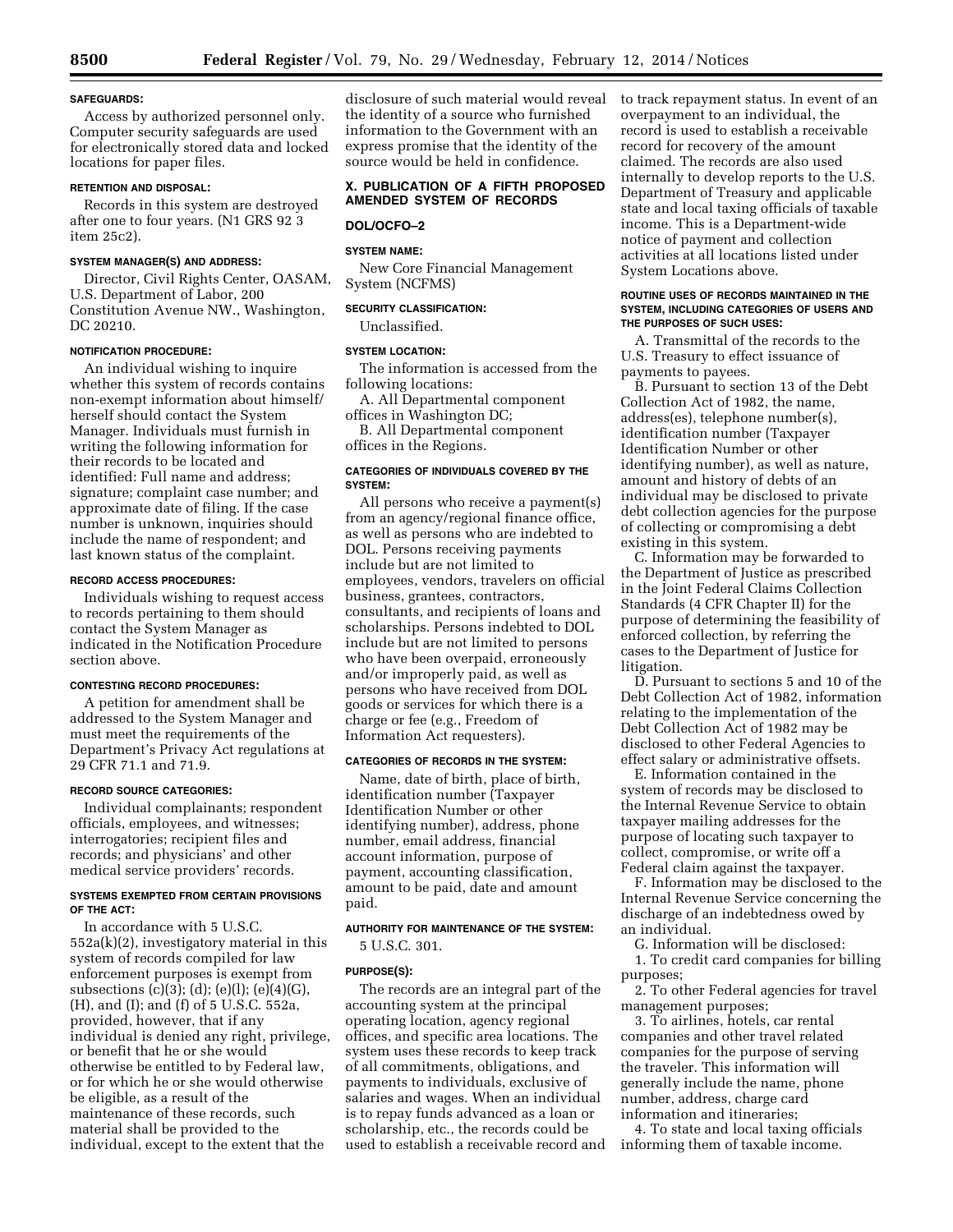#### SAFEGUARDS:

Access by authorized personnel only. Computer security safeguards are used for electronically stored data and locked locations for paper files.

#### RETENTION AND DISPOSAL:

Records in this system are destroyed after one to four years. (N1 GRS 92 3 item 25c2).

#### SYSTEM MANAGER(S) AND ADDRESS:

Director, Civil Rights Center, OASAM, U.S. Department of Labor, 200 Constitution Avenue NW., Washington, DC 20210.

#### NOTIFICATION PROCEDURE:

An individual wishing to inquire whether this system of records contains non-exempt information about himself/herself should contact the System Manager. Individuals must furnish in writing the following information for their records to be located and identified: Full name and address; signature; complaint case number; and approximate date of filing. If the case number is unknown, inquiries should include the name of respondent; and last known status of the complaint.

#### RECORD ACCESS PROCEDURES:

Individuals wishing to request access to records pertaining to them should contact the System Manager as indicated in the Notification Procedure section above.

#### CONTESTING RECORD PROCEDURES:

A petition for amendment shall be addressed to the System Manager and must meet the requirements of the Department's Privacy Act regulations at 29 CFR 71.1 and 71.9.

#### RECORD SOURCE CATEGORIES:

Individual complainants; respondent officials, employees, and witnesses; interrogatories; recipient files and records; and physicians' and other medical service providers' records.

#### SYSTEMS EXEMPTED FROM CERTAIN PROVISIONS OF THE ACT:

In accordance with 5 U.S.C. 552a(k)(2), investigatory material in this system of records compiled for law enforcement purposes is exempt from subsections (c)(3); (d); (e)(l); (e)(4)(G), (H), and (I); and (f) of 5 U.S.C. 552a, provided, however, that if any individual is denied any right, privilege, or benefit that he or she would otherwise be entitled to by Federal law, or for which he or she would otherwise be eligible, as a result of the maintenance of these records, such material shall be provided to the individual, except to the extent that the disclosure of such material would reveal the identity of a source who furnished information to the Government with an express promise that the identity of the source would be held in confidence.

### X. PUBLICATION OF A FIFTH PROPOSED AMENDED SYSTEM OF RECORDS

#### DOL/OCFO–2

#### SYSTEM NAME:

New Core Financial Management System (NCFMS)

#### SECURITY CLASSIFICATION:

Unclassified.

#### SYSTEM LOCATION:

The information is accessed from the following locations:

A. All Departmental component offices in Washington DC;

B. All Departmental component offices in the Regions.

#### CATEGORIES OF INDIVIDUALS COVERED BY THE SYSTEM:

All persons who receive a payment(s) from an agency/regional finance office, as well as persons who are indebted to DOL. Persons receiving payments include but are not limited to employees, vendors, travelers on official business, grantees, contractors, consultants, and recipients of loans and scholarships. Persons indebted to DOL include but are not limited to persons who have been overpaid, erroneously and/or improperly paid, as well as persons who have received from DOL goods or services for which there is a charge or fee (e.g., Freedom of Information Act requesters).

#### CATEGORIES OF RECORDS IN THE SYSTEM:

Name, date of birth, place of birth, identification number (Taxpayer Identification Number or other identifying number), address, phone number, email address, financial account information, purpose of payment, accounting classification, amount to be paid, date and amount paid.

#### AUTHORITY FOR MAINTENANCE OF THE SYSTEM:

5 U.S.C. 301.

#### PURPOSE(S):

The records are an integral part of the accounting system at the principal operating location, agency regional offices, and specific area locations. The system uses these records to keep track of all commitments, obligations, and payments to individuals, exclusive of salaries and wages. When an individual is to repay funds advanced as a loan or scholarship, etc., the records could be used to establish a receivable record and to track repayment status. In event of an overpayment to an individual, the record is used to establish a receivable record for recovery of the amount claimed. The records are also used internally to develop reports to the U.S. Department of Treasury and applicable state and local taxing officials of taxable income. This is a Department-wide notice of payment and collection activities at all locations listed under System Locations above.

#### ROUTINE USES OF RECORDS MAINTAINED IN THE SYSTEM, INCLUDING CATEGORIES OF USERS AND THE PURPOSES OF SUCH USES:

A. Transmittal of the records to the U.S. Treasury to effect issuance of payments to payees.

B. Pursuant to section 13 of the Debt Collection Act of 1982, the name, address(es), telephone number(s), identification number (Taxpayer Identification Number or other identifying number), as well as nature, amount and history of debts of an individual may be disclosed to private debt collection agencies for the purpose of collecting or compromising a debt existing in this system.

C. Information may be forwarded to the Department of Justice as prescribed in the Joint Federal Claims Collection Standards (4 CFR Chapter II) for the purpose of determining the feasibility of enforced collection, by referring the cases to the Department of Justice for litigation.

D. Pursuant to sections 5 and 10 of the Debt Collection Act of 1982, information relating to the implementation of the Debt Collection Act of 1982 may be disclosed to other Federal Agencies to effect salary or administrative offsets.

E. Information contained in the system of records may be disclosed to the Internal Revenue Service to obtain taxpayer mailing addresses for the purpose of locating such taxpayer to collect, compromise, or write off a Federal claim against the taxpayer.

F. Information may be disclosed to the Internal Revenue Service concerning the discharge of an indebtedness owed by an individual.

G. Information will be disclosed:

1. To credit card companies for billing purposes;

2. To other Federal agencies for travel management purposes;

3. To airlines, hotels, car rental companies and other travel related companies for the purpose of serving the traveler. This information will generally include the name, phone number, address, charge card information and itineraries;

4. To state and local taxing officials informing them of taxable income.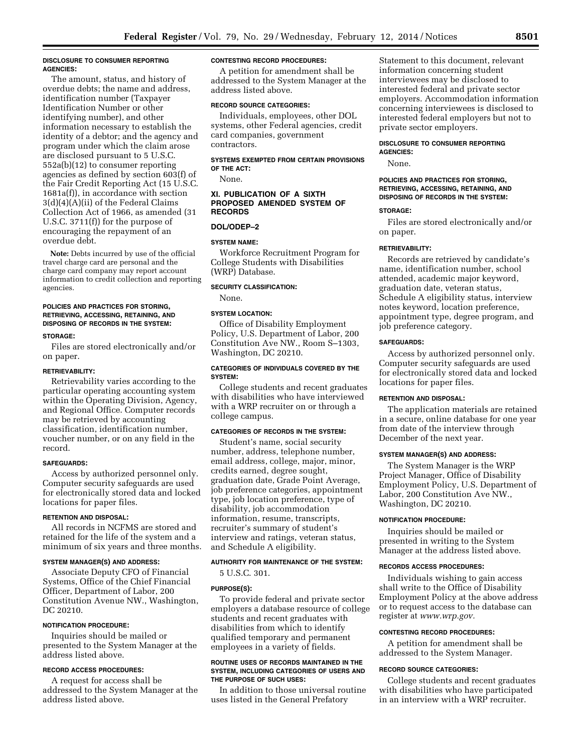**DISCLOSURE TO CONSUMER REPORTING AGENCIES:**

The amount, status, and history of overdue debts; the name and address, identification number (Taxpayer Identification Number or other identifying number), and other information necessary to establish the identity of a debtor; and the agency and program under which the claim arose are disclosed pursuant to 5 U.S.C. 552a(b)(12) to consumer reporting agencies as defined by section 603(f) of the Fair Credit Reporting Act (15 U.S.C. 1681a(f)), in accordance with section 3(d)(4)(A)(ii) of the Federal Claims Collection Act of 1966, as amended (31 U.S.C. 3711(f)) for the purpose of encouraging the repayment of an overdue debt.

**Note:** Debts incurred by use of the official travel charge card are personal and the charge card company may report account information to credit collection and reporting agencies.

**POLICIES AND PRACTICES FOR STORING, RETRIEVING, ACCESSING, RETAINING, AND DISPOSING OF RECORDS IN THE SYSTEM:**

**STORAGE:**

Files are stored electronically and/or on paper.

**RETRIEVABILITY:**

Retrievability varies according to the particular operating accounting system within the Operating Division, Agency, and Regional Office. Computer records may be retrieved by accounting classification, identification number, voucher number, or on any field in the record.

**SAFEGUARDS:**

Access by authorized personnel only. Computer security safeguards are used for electronically stored data and locked locations for paper files.

**RETENTION AND DISPOSAL:**

All records in NCFMS are stored and retained for the life of the system and a minimum of six years and three months.

**SYSTEM MANAGER(S) AND ADDRESS:**

Associate Deputy CFO of Financial Systems, Office of the Chief Financial Officer, Department of Labor, 200 Constitution Avenue NW., Washington, DC 20210.

**NOTIFICATION PROCEDURE:**

Inquiries should be mailed or presented to the System Manager at the address listed above.

**RECORD ACCESS PROCEDURES:**

A request for access shall be addressed to the System Manager at the address listed above.

**CONTESTING RECORD PROCEDURES:**

A petition for amendment shall be addressed to the System Manager at the address listed above.

**RECORD SOURCE CATEGORIES:**

Individuals, employees, other DOL systems, other Federal agencies, credit card companies, government contractors.

**SYSTEMS EXEMPTED FROM CERTAIN PROVISIONS OF THE ACT:**

None.

## XI. PUBLICATION OF A SIXTH PROPOSED AMENDED SYSTEM OF RECORDS

### DOL/ODEP–2

**SYSTEM NAME:**

Workforce Recruitment Program for College Students with Disabilities (WRP) Database.

**SECURITY CLASSIFICATION:**

None.

**SYSTEM LOCATION:**

Office of Disability Employment Policy, U.S. Department of Labor, 200 Constitution Ave NW., Room S–1303, Washington, DC 20210.

**CATEGORIES OF INDIVIDUALS COVERED BY THE SYSTEM:**

College students and recent graduates with disabilities who have interviewed with a WRP recruiter on or through a college campus.

**CATEGORIES OF RECORDS IN THE SYSTEM:**

Student's name, social security number, address, telephone number, email address, college, major, minor, credits earned, degree sought, graduation date, Grade Point Average, job preference categories, appointment type, job location preference, type of disability, job accommodation information, resume, transcripts, recruiter's summary of student's interview and ratings, veteran status, and Schedule A eligibility.

**AUTHORITY FOR MAINTENANCE OF THE SYSTEM:**

5 U.S.C. 301.

**PURPOSE(S):**

To provide federal and private sector employers a database resource of college students and recent graduates with disabilities from which to identify qualified temporary and permanent employees in a variety of fields.

**ROUTINE USES OF RECORDS MAINTAINED IN THE SYSTEM, INCLUDING CATEGORIES OF USERS AND THE PURPOSE OF SUCH USES:**

In addition to those universal routine uses listed in the General Prefatory Statement to this document, relevant information concerning student interviewees may be disclosed to interested federal and private sector employers. Accommodation information concerning interviewees is disclosed to interested federal employers but not to private sector employers.

**DISCLOSURE TO CONSUMER REPORTING AGENCIES:**

None.

**POLICIES AND PRACTICES FOR STORING, RETRIEVING, ACCESSING, RETAINING, AND DISPOSING OF RECORDS IN THE SYSTEM:**

**STORAGE:**

Files are stored electronically and/or on paper.

**RETRIEVABILITY:**

Records are retrieved by candidate's name, identification number, school attended, academic major keyword, graduation date, veteran status, Schedule A eligibility status, interview notes keyword, location preference, appointment type, degree program, and job preference category.

**SAFEGUARDS:**

Access by authorized personnel only. Computer security safeguards are used for electronically stored data and locked locations for paper files.

**RETENTION AND DISPOSAL:**

The application materials are retained in a secure, online database for one year from date of the interview through December of the next year.

**SYSTEM MANAGER(S) AND ADDRESS:**

The System Manager is the WRP Project Manager, Office of Disability Employment Policy, U.S. Department of Labor, 200 Constitution Ave NW., Washington, DC 20210.

**NOTIFICATION PROCEDURE:**

Inquiries should be mailed or presented in writing to the System Manager at the address listed above.

**RECORDS ACCESS PROCEDURES:**

Individuals wishing to gain access shall write to the Office of Disability Employment Policy at the above address or to request access to the database can register at *www.wrp.gov.*

**CONTESTING RECORD PROCEDURES:**

A petition for amendment shall be addressed to the System Manager.

**RECORD SOURCE CATEGORIES:**

College students and recent graduates with disabilities who have participated in an interview with a WRP recruiter.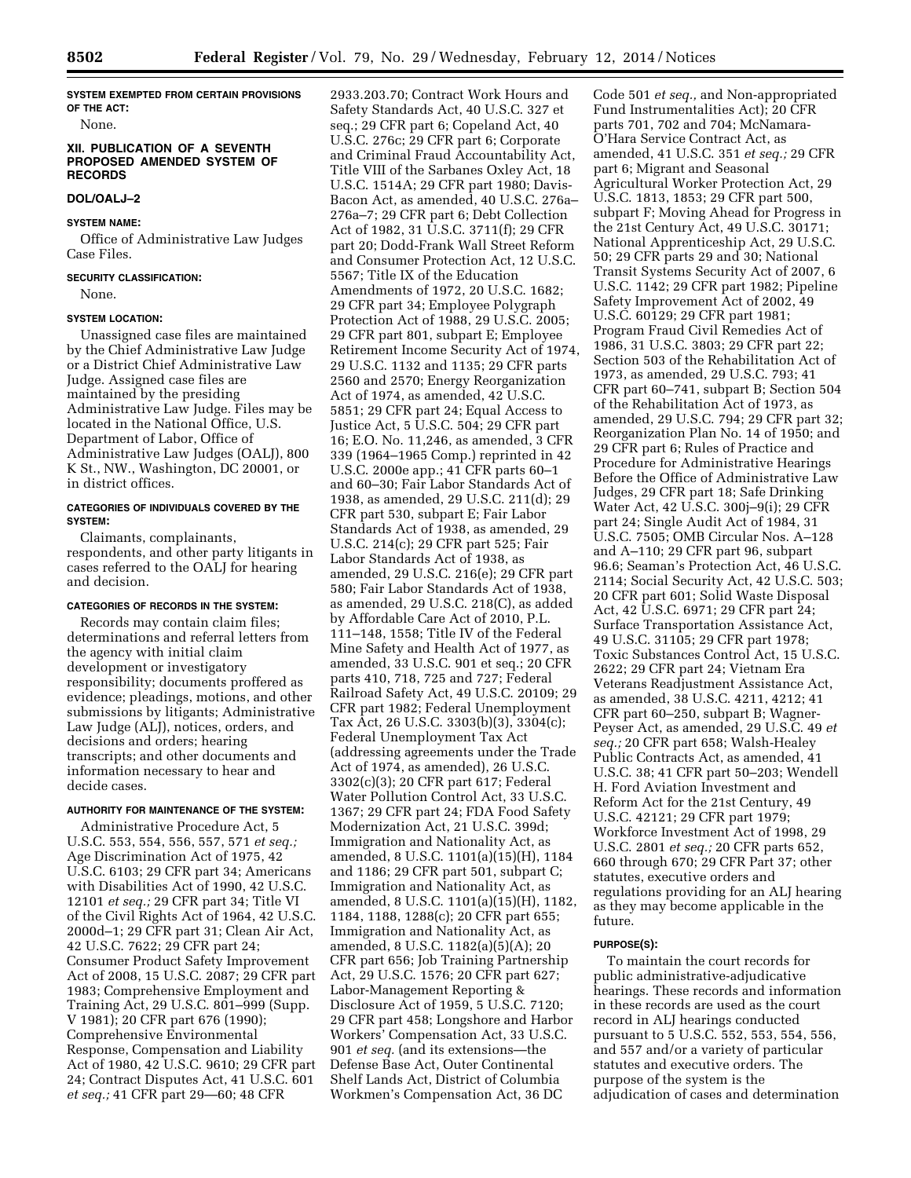#### SYSTEM EXEMPTED FROM CERTAIN PROVISIONS OF THE ACT:

None.

### XII. PUBLICATION OF A SEVENTH PROPOSED AMENDED SYSTEM OF RECORDS

#### DOL/OALJ–2

#### SYSTEM NAME:

Office of Administrative Law Judges Case Files.

#### SECURITY CLASSIFICATION:

None.

#### SYSTEM LOCATION:

Unassigned case files are maintained by the Chief Administrative Law Judge or a District Chief Administrative Law Judge. Assigned case files are maintained by the presiding Administrative Law Judge. Files may be located in the National Office, U.S. Department of Labor, Office of Administrative Law Judges (OALJ), 800 K St., NW., Washington, DC 20001, or in district offices.

#### CATEGORIES OF INDIVIDUALS COVERED BY THE SYSTEM:

Claimants, complainants, respondents, and other party litigants in cases referred to the OALJ for hearing and decision.

#### CATEGORIES OF RECORDS IN THE SYSTEM:

Records may contain claim files; determinations and referral letters from the agency with initial claim development or investigatory responsibility; documents proffered as evidence; pleadings, motions, and other submissions by litigants; Administrative Law Judge (ALJ), notices, orders, and decisions and orders; hearing transcripts; and other documents and information necessary to hear and decide cases.

#### AUTHORITY FOR MAINTENANCE OF THE SYSTEM:

Administrative Procedure Act, 5 U.S.C. 553, 554, 556, 557, 571 *et seq.;* Age Discrimination Act of 1975, 42 U.S.C. 6103; 29 CFR part 34; Americans with Disabilities Act of 1990, 42 U.S.C. 12101 *et seq.;* 29 CFR part 34; Title VI of the Civil Rights Act of 1964, 42 U.S.C. 2000d–1; 29 CFR part 31; Clean Air Act, 42 U.S.C. 7622; 29 CFR part 24; Consumer Product Safety Improvement Act of 2008, 15 U.S.C. 2087; 29 CFR part 1983; Comprehensive Employment and Training Act, 29 U.S.C. 801–999 (Supp. V 1981); 20 CFR part 676 (1990); Comprehensive Environmental Response, Compensation and Liability Act of 1980, 42 U.S.C. 9610; 29 CFR part 24; Contract Disputes Act, 41 U.S.C. 601 *et seq.;* 41 CFR part 29—60; 48 CFR 2933.203.70; Contract Work Hours and Safety Standards Act, 40 U.S.C. 327 et seq.; 29 CFR part 6; Copeland Act, 40 U.S.C. 276c; 29 CFR part 6; Corporate and Criminal Fraud Accountability Act, Title VIII of the Sarbanes Oxley Act, 18 U.S.C. 1514A; 29 CFR part 1980; Davis-Bacon Act, as amended, 40 U.S.C. 276a–276a–7; 29 CFR part 6; Debt Collection Act of 1982, 31 U.S.C. 3711(f); 29 CFR part 20; Dodd-Frank Wall Street Reform and Consumer Protection Act, 12 U.S.C. 5567; Title IX of the Education Amendments of 1972, 20 U.S.C. 1682; 29 CFR part 34; Employee Polygraph Protection Act of 1988, 29 U.S.C. 2005; 29 CFR part 801, subpart E; Employee Retirement Income Security Act of 1974, 29 U.S.C. 1132 and 1135; 29 CFR parts 2560 and 2570; Energy Reorganization Act of 1974, as amended, 42 U.S.C. 5851; 29 CFR part 24; Equal Access to Justice Act, 5 U.S.C. 504; 29 CFR part 16; E.O. No. 11,246, as amended, 3 CFR 339 (1964–1965 Comp.) reprinted in 42 U.S.C. 2000e app.; 41 CFR parts 60–1 and 60–30; Fair Labor Standards Act of 1938, as amended, 29 U.S.C. 211(d); 29 CFR part 530, subpart E; Fair Labor Standards Act of 1938, as amended, 29 U.S.C. 214(c); 29 CFR part 525; Fair Labor Standards Act of 1938, as amended, 29 U.S.C. 216(e); 29 CFR part 580; Fair Labor Standards Act of 1938, as amended, 29 U.S.C. 218(C), as added by Affordable Care Act of 2010, P.L. 111–148, 1558; Title IV of the Federal Mine Safety and Health Act of 1977, as amended, 33 U.S.C. 901 et seq.; 20 CFR parts 410, 718, 725 and 727; Federal Railroad Safety Act, 49 U.S.C. 20109; 29 CFR part 1982; Federal Unemployment Tax Act, 26 U.S.C. 3303(b)(3), 3304(c); Federal Unemployment Tax Act (addressing agreements under the Trade Act of 1974, as amended), 26 U.S.C. 3302(c)(3); 20 CFR part 617; Federal Water Pollution Control Act, 33 U.S.C. 1367; 29 CFR part 24; FDA Food Safety Modernization Act, 21 U.S.C. 399d; Immigration and Nationality Act, as amended, 8 U.S.C. 1101(a)(15)(H), 1184 and 1186; 29 CFR part 501, subpart C; Immigration and Nationality Act, as amended, 8 U.S.C. 1101(a)(15)(H), 1182, 1184, 1188, 1288(c); 20 CFR part 655; Immigration and Nationality Act, as amended, 8 U.S.C. 1182(a)(5)(A); 20 CFR part 656; Job Training Partnership Act, 29 U.S.C. 1576; 20 CFR part 627; Labor-Management Reporting & Disclosure Act of 1959, 5 U.S.C. 7120; 29 CFR part 458; Longshore and Harbor Workers' Compensation Act, 33 U.S.C. 901 *et seq.* (and its extensions—the Defense Base Act, Outer Continental Shelf Lands Act, District of Columbia Workmen's Compensation Act, 36 DC Code 501 *et seq.,* and Non-appropriated Fund Instrumentalities Act); 20 CFR parts 701, 702 and 704; McNamara-O'Hara Service Contract Act, as amended, 41 U.S.C. 351 *et seq.;* 29 CFR part 6; Migrant and Seasonal Agricultural Worker Protection Act, 29 U.S.C. 1813, 1853; 29 CFR part 500, subpart F; Moving Ahead for Progress in the 21st Century Act, 49 U.S.C. 30171; National Apprenticeship Act, 29 U.S.C. 50; 29 CFR parts 29 and 30; National Transit Systems Security Act of 2007, 6 U.S.C. 1142; 29 CFR part 1982; Pipeline Safety Improvement Act of 2002, 49 U.S.C. 60129; 29 CFR part 1981; Program Fraud Civil Remedies Act of 1986, 31 U.S.C. 3803; 29 CFR part 22; Section 503 of the Rehabilitation Act of 1973, as amended, 29 U.S.C. 793; 41 CFR part 60–741, subpart B; Section 504 of the Rehabilitation Act of 1973, as amended, 29 U.S.C. 794; 29 CFR part 32; Reorganization Plan No. 14 of 1950; and 29 CFR part 6; Rules of Practice and Procedure for Administrative Hearings Before the Office of Administrative Law Judges, 29 CFR part 18; Safe Drinking Water Act, 42 U.S.C. 300j–9(i); 29 CFR part 24; Single Audit Act of 1984, 31 U.S.C. 7505; OMB Circular Nos. A–128 and A–110; 29 CFR part 96, subpart 96.6; Seaman's Protection Act, 46 U.S.C. 2114; Social Security Act, 42 U.S.C. 503; 20 CFR part 601; Solid Waste Disposal Act, 42 U.S.C. 6971; 29 CFR part 24; Surface Transportation Assistance Act, 49 U.S.C. 31105; 29 CFR part 1978; Toxic Substances Control Act, 15 U.S.C. 2622; 29 CFR part 24; Vietnam Era Veterans Readjustment Assistance Act, as amended, 38 U.S.C. 4211, 4212; 41 CFR part 60–250, subpart B; Wagner-Peyser Act, as amended, 29 U.S.C. 49 *et seq.;* 20 CFR part 658; Walsh-Healey Public Contracts Act, as amended, 41 U.S.C. 38; 41 CFR part 50–203; Wendell H. Ford Aviation Investment and Reform Act for the 21st Century, 49 U.S.C. 42121; 29 CFR part 1979; Workforce Investment Act of 1998, 29 U.S.C. 2801 *et seq.;* 20 CFR parts 652, 660 through 670; 29 CFR Part 37; other statutes, executive orders and regulations providing for an ALJ hearing as they may become applicable in the future.

#### PURPOSE(S):

To maintain the court records for public administrative-adjudicative hearings. These records and information in these records are used as the court record in ALJ hearings conducted pursuant to 5 U.S.C. 552, 553, 554, 556, and 557 and/or a variety of particular statutes and executive orders. The purpose of the system is the adjudication of cases and determination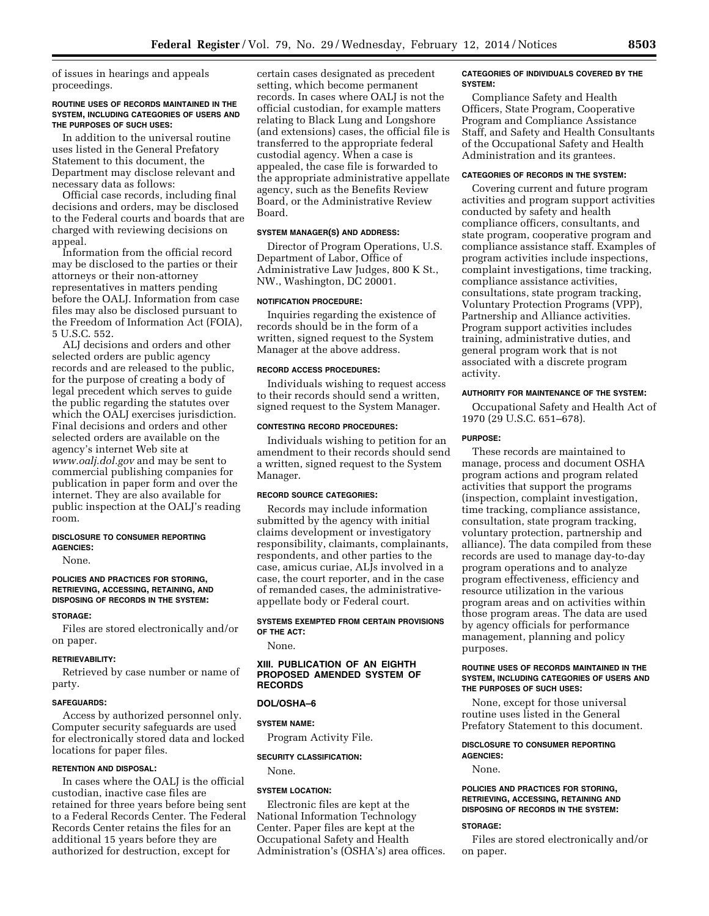of issues in hearings and appeals proceedings.

#### ROUTINE USES OF RECORDS MAINTAINED IN THE SYSTEM, INCLUDING CATEGORIES OF USERS AND THE PURPOSES OF SUCH USES:

In addition to the universal routine uses listed in the General Prefatory Statement to this document, the Department may disclose relevant and necessary data as follows:

Official case records, including final decisions and orders, may be disclosed to the Federal courts and boards that are charged with reviewing decisions on appeal.

Information from the official record may be disclosed to the parties or their attorneys or their non-attorney representatives in matters pending before the OALJ. Information from case files may also be disclosed pursuant to the Freedom of Information Act (FOIA), 5 U.S.C. 552.

ALJ decisions and orders and other selected orders are public agency records and are released to the public, for the purpose of creating a body of legal precedent which serves to guide the public regarding the statutes over which the OALJ exercises jurisdiction. Final decisions and orders and other selected orders are available on the agency's internet Web site at *www.oalj.dol.gov* and may be sent to commercial publishing companies for publication in paper form and over the internet. They are also available for public inspection at the OALJ's reading room.

#### DISCLOSURE TO CONSUMER REPORTING AGENCIES:

None.

#### POLICIES AND PRACTICES FOR STORING, RETRIEVING, ACCESSING, RETAINING, AND DISPOSING OF RECORDS IN THE SYSTEM:

#### STORAGE:

Files are stored electronically and/or on paper.

#### RETRIEVABILITY:

Retrieved by case number or name of party.

#### SAFEGUARDS:

Access by authorized personnel only. Computer security safeguards are used for electronically stored data and locked locations for paper files.

#### RETENTION AND DISPOSAL:

In cases where the OALJ is the official custodian, inactive case files are retained for three years before being sent to a Federal Records Center. The Federal Records Center retains the files for an additional 15 years before they are authorized for destruction, except for certain cases designated as precedent setting, which become permanent records. In cases where OALJ is not the official custodian, for example matters relating to Black Lung and Longshore (and extensions) cases, the official file is transferred to the appropriate federal custodial agency. When a case is appealed, the case file is forwarded to the appropriate administrative appellate agency, such as the Benefits Review Board, or the Administrative Review Board.

#### SYSTEM MANAGER(S) AND ADDRESS:

Director of Program Operations, U.S. Department of Labor, Office of Administrative Law Judges, 800 K St., NW., Washington, DC 20001.

#### NOTIFICATION PROCEDURE:

Inquiries regarding the existence of records should be in the form of a written, signed request to the System Manager at the above address.

#### RECORD ACCESS PROCEDURES:

Individuals wishing to request access to their records should send a written, signed request to the System Manager.

#### CONTESTING RECORD PROCEDURES:

Individuals wishing to petition for an amendment to their records should send a written, signed request to the System Manager.

#### RECORD SOURCE CATEGORIES:

Records may include information submitted by the agency with initial claims development or investigatory responsibility, claimants, complainants, respondents, and other parties to the case, amicus curiae, ALJs involved in a case, the court reporter, and in the case of remanded cases, the administrative-appellate body or Federal court.

#### SYSTEMS EXEMPTED FROM CERTAIN PROVISIONS OF THE ACT:

None.

## XIII. PUBLICATION OF AN EIGHTH PROPOSED AMENDED SYSTEM OF RECORDS

### DOL/OSHA–6

#### SYSTEM NAME:

Program Activity File.

#### SECURITY CLASSIFICATION:

None.

#### SYSTEM LOCATION:

Electronic files are kept at the National Information Technology Center. Paper files are kept at the Occupational Safety and Health Administration's (OSHA's) area offices.

#### CATEGORIES OF INDIVIDUALS COVERED BY THE SYSTEM:

Compliance Safety and Health Officers, State Program, Cooperative Program and Compliance Assistance Staff, and Safety and Health Consultants of the Occupational Safety and Health Administration and its grantees.

#### CATEGORIES OF RECORDS IN THE SYSTEM:

Covering current and future program activities and program support activities conducted by safety and health compliance officers, consultants, and state program, cooperative program and compliance assistance staff. Examples of program activities include inspections, complaint investigations, time tracking, compliance assistance activities, consultations, state program tracking, Voluntary Protection Programs (VPP), Partnership and Alliance activities. Program support activities includes training, administrative duties, and general program work that is not associated with a discrete program activity.

#### AUTHORITY FOR MAINTENANCE OF THE SYSTEM:

Occupational Safety and Health Act of 1970 (29 U.S.C. 651–678).

#### PURPOSE:

These records are maintained to manage, process and document OSHA program actions and program related activities that support the programs (inspection, complaint investigation, time tracking, compliance assistance, consultation, state program tracking, voluntary protection, partnership and alliance). The data compiled from these records are used to manage day-to-day program operations and to analyze program effectiveness, efficiency and resource utilization in the various program areas and on activities within those program areas. The data are used by agency officials for performance management, planning and policy purposes.

#### ROUTINE USES OF RECORDS MAINTAINED IN THE SYSTEM, INCLUDING CATEGORIES OF USERS AND THE PURPOSES OF SUCH USES:

None, except for those universal routine uses listed in the General Prefatory Statement to this document.

#### DISCLOSURE TO CONSUMER REPORTING AGENCIES:

None.

#### POLICIES AND PRACTICES FOR STORING, RETRIEVING, ACCESSING, RETAINING AND DISPOSING OF RECORDS IN THE SYSTEM:

#### STORAGE:

Files are stored electronically and/or on paper.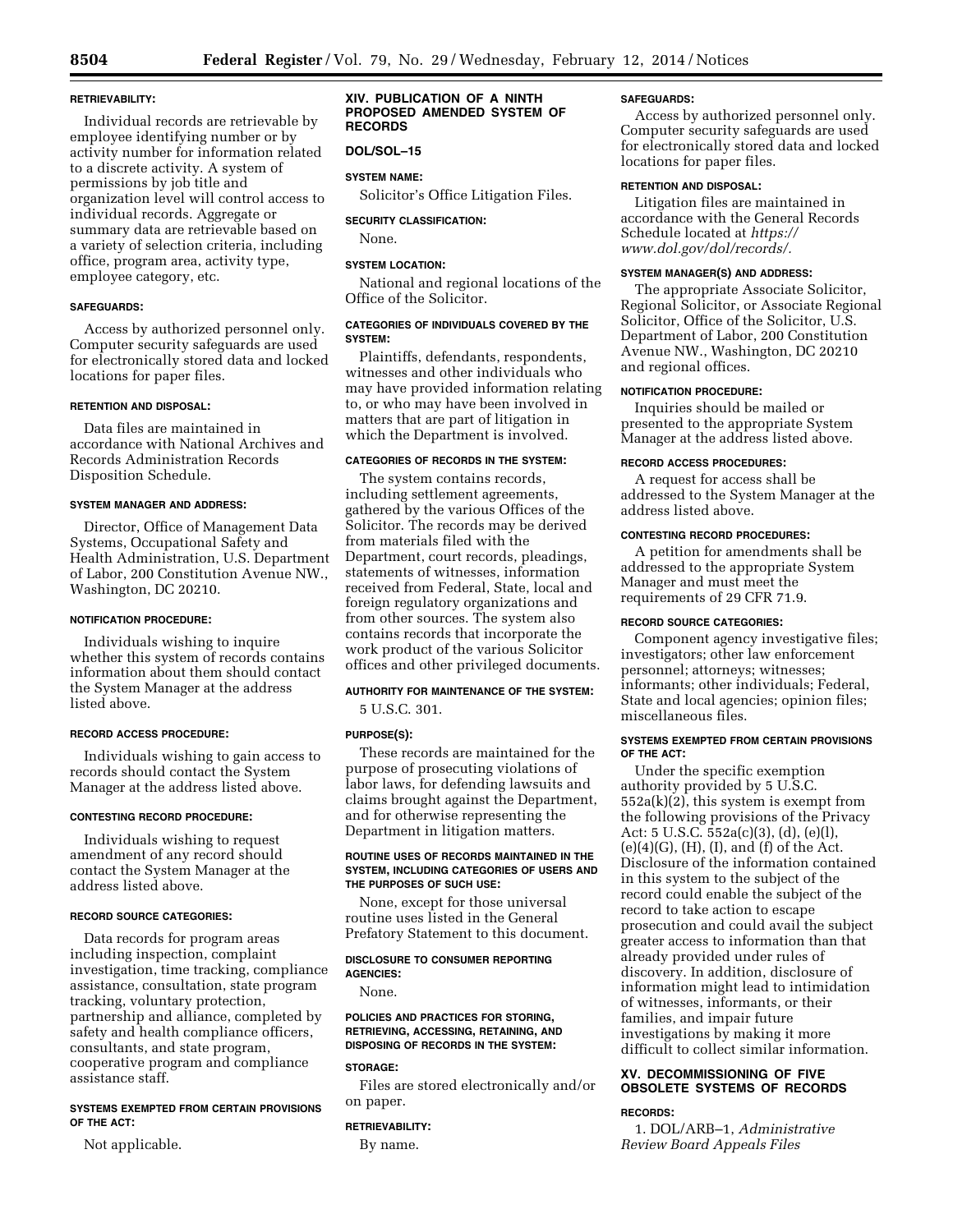#### RETRIEVABILITY:

Individual records are retrievable by employee identifying number or by activity number for information related to a discrete activity. A system of permissions by job title and organization level will control access to individual records. Aggregate or summary data are retrievable based on a variety of selection criteria, including office, program area, activity type, employee category, etc.

#### SAFEGUARDS:

Access by authorized personnel only. Computer security safeguards are used for electronically stored data and locked locations for paper files.

#### RETENTION AND DISPOSAL:

Data files are maintained in accordance with National Archives and Records Administration Records Disposition Schedule.

#### SYSTEM MANAGER AND ADDRESS:

Director, Office of Management Data Systems, Occupational Safety and Health Administration, U.S. Department of Labor, 200 Constitution Avenue NW., Washington, DC 20210.

#### NOTIFICATION PROCEDURE:

Individuals wishing to inquire whether this system of records contains information about them should contact the System Manager at the address listed above.

#### RECORD ACCESS PROCEDURE:

Individuals wishing to gain access to records should contact the System Manager at the address listed above.

#### CONTESTING RECORD PROCEDURE:

Individuals wishing to request amendment of any record should contact the System Manager at the address listed above.

#### RECORD SOURCE CATEGORIES:

Data records for program areas including inspection, complaint investigation, time tracking, compliance assistance, consultation, state program tracking, voluntary protection, partnership and alliance, completed by safety and health compliance officers, consultants, and state program, cooperative program and compliance assistance staff.

#### SYSTEMS EXEMPTED FROM CERTAIN PROVISIONS OF THE ACT:

Not applicable.

## XIV. PUBLICATION OF A NINTH PROPOSED AMENDED SYSTEM OF RECORDS

### DOL/SOL–15

#### SYSTEM NAME:

Solicitor's Office Litigation Files.

#### SECURITY CLASSIFICATION:

None.

#### SYSTEM LOCATION:

National and regional locations of the Office of the Solicitor.

#### CATEGORIES OF INDIVIDUALS COVERED BY THE SYSTEM:

Plaintiffs, defendants, respondents, witnesses and other individuals who may have provided information relating to, or who may have been involved in matters that are part of litigation in which the Department is involved.

#### CATEGORIES OF RECORDS IN THE SYSTEM:

The system contains records, including settlement agreements, gathered by the various Offices of the Solicitor. The records may be derived from materials filed with the Department, court records, pleadings, statements of witnesses, information received from Federal, State, local and foreign regulatory organizations and from other sources. The system also contains records that incorporate the work product of the various Solicitor offices and other privileged documents.

#### AUTHORITY FOR MAINTENANCE OF THE SYSTEM:

5 U.S.C. 301.

#### PURPOSE(S):

These records are maintained for the purpose of prosecuting violations of labor laws, for defending lawsuits and claims brought against the Department, and for otherwise representing the Department in litigation matters.

#### ROUTINE USES OF RECORDS MAINTAINED IN THE SYSTEM, INCLUDING CATEGORIES OF USERS AND THE PURPOSES OF SUCH USE:

None, except for those universal routine uses listed in the General Prefatory Statement to this document.

#### DISCLOSURE TO CONSUMER REPORTING AGENCIES:

None.

#### POLICIES AND PRACTICES FOR STORING, RETRIEVING, ACCESSING, RETAINING, AND DISPOSING OF RECORDS IN THE SYSTEM:

#### STORAGE:

Files are stored electronically and/or on paper.

#### RETRIEVABILITY:

By name.

#### SAFEGUARDS:

Access by authorized personnel only. Computer security safeguards are used for electronically stored data and locked locations for paper files.

#### RETENTION AND DISPOSAL:

Litigation files are maintained in accordance with the General Records Schedule located at *https://www.dol.gov/dol/records/.*

#### SYSTEM MANAGER(S) AND ADDRESS:

The appropriate Associate Solicitor, Regional Solicitor, or Associate Regional Solicitor, Office of the Solicitor, U.S. Department of Labor, 200 Constitution Avenue NW., Washington, DC 20210 and regional offices.

#### NOTIFICATION PROCEDURE:

Inquiries should be mailed or presented to the appropriate System Manager at the address listed above.

#### RECORD ACCESS PROCEDURES:

A request for access shall be addressed to the System Manager at the address listed above.

#### CONTESTING RECORD PROCEDURES:

A petition for amendments shall be addressed to the appropriate System Manager and must meet the requirements of 29 CFR 71.9.

#### RECORD SOURCE CATEGORIES:

Component agency investigative files; investigators; other law enforcement personnel; attorneys; witnesses; informants; other individuals; Federal, State and local agencies; opinion files; miscellaneous files.

#### SYSTEMS EXEMPTED FROM CERTAIN PROVISIONS OF THE ACT:

Under the specific exemption authority provided by 5 U.S.C. 552a(k)(2), this system is exempt from the following provisions of the Privacy Act: 5 U.S.C. 552a(c)(3), (d), (e)(l), (e)(4)(G), (H), (I), and (f) of the Act. Disclosure of the information contained in this system to the subject of the record could enable the subject of the record to take action to escape prosecution and could avail the subject greater access to information than that already provided under rules of discovery. In addition, disclosure of information might lead to intimidation of witnesses, informants, or their families, and impair future investigations by making it more difficult to collect similar information.

## XV. DECOMMISSIONING OF FIVE OBSOLETE SYSTEMS OF RECORDS

#### RECORDS:

1. DOL/ARB–1, *Administrative Review Board Appeals Files*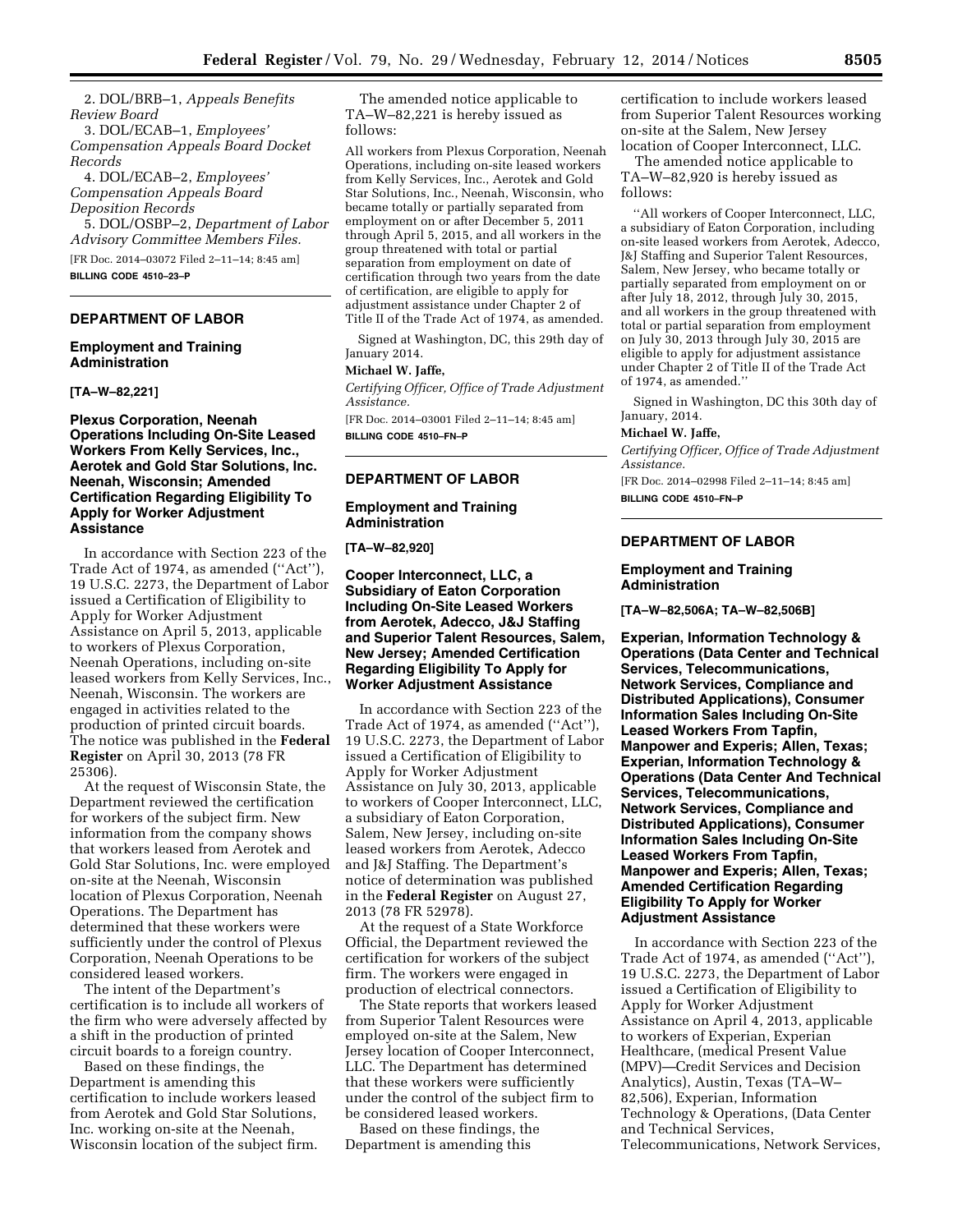2. DOL/BRB–1, *Appeals Benefits Review Board*

3. DOL/ECAB–1, *Employees' Compensation Appeals Board Docket Records*

4. DOL/ECAB–2, *Employees' Compensation Appeals Board Deposition Records*

5. DOL/OSBP–2, *Department of Labor Advisory Committee Members Files.*

[FR Doc. 2014–03072 Filed 2–11–14; 8:45 am]

**BILLING CODE 4510–23–P**

---

## DEPARTMENT OF LABOR

### Employment and Training Administration

**[TA–W–82,221]**

### Plexus Corporation, Neenah Operations Including On-Site Leased Workers From Kelly Services, Inc., Aerotek and Gold Star Solutions, Inc. Neenah, Wisconsin; Amended Certification Regarding Eligibility To Apply for Worker Adjustment Assistance

In accordance with Section 223 of the Trade Act of 1974, as amended (''Act''), 19 U.S.C. 2273, the Department of Labor issued a Certification of Eligibility to Apply for Worker Adjustment Assistance on April 5, 2013, applicable to workers of Plexus Corporation, Neenah Operations, including on-site leased workers from Kelly Services, Inc., Neenah, Wisconsin. The workers are engaged in activities related to the production of printed circuit boards. The notice was published in the **Federal Register** on April 30, 2013 (78 FR 25306).

At the request of Wisconsin State, the Department reviewed the certification for workers of the subject firm. New information from the company shows that workers leased from Aerotek and Gold Star Solutions, Inc. were employed on-site at the Neenah, Wisconsin location of Plexus Corporation, Neenah Operations. The Department has determined that these workers were sufficiently under the control of Plexus Corporation, Neenah Operations to be considered leased workers.

The intent of the Department's certification is to include all workers of the firm who were adversely affected by a shift in the production of printed circuit boards to a foreign country.

Based on these findings, the Department is amending this certification to include workers leased from Aerotek and Gold Star Solutions, Inc. working on-site at the Neenah, Wisconsin location of the subject firm.

The amended notice applicable to TA–W–82,221 is hereby issued as follows:

All workers from Plexus Corporation, Neenah Operations, including on-site leased workers from Kelly Services, Inc., Aerotek and Gold Star Solutions, Inc., Neenah, Wisconsin, who became totally or partially separated from employment on or after December 5, 2011 through April 5, 2015, and all workers in the group threatened with total or partial separation from employment on date of certification through two years from the date of certification, are eligible to apply for adjustment assistance under Chapter 2 of Title II of the Trade Act of 1974, as amended.

Signed at Washington, DC, this 29th day of January 2014.

**Michael W. Jaffe,**

*Certifying Officer, Office of Trade Adjustment Assistance.*

[FR Doc. 2014–03001 Filed 2–11–14; 8:45 am]

**BILLING CODE 4510–FN–P**

---

## DEPARTMENT OF LABOR

### Employment and Training Administration

**[TA–W–82,920]**

### Cooper Interconnect, LLC, a Subsidiary of Eaton Corporation Including On-Site Leased Workers from Aerotek, Adecco, J&J Staffing and Superior Talent Resources, Salem, New Jersey; Amended Certification Regarding Eligibility To Apply for Worker Adjustment Assistance

In accordance with Section 223 of the Trade Act of 1974, as amended (''Act''), 19 U.S.C. 2273, the Department of Labor issued a Certification of Eligibility to Apply for Worker Adjustment Assistance on July 30, 2013, applicable to workers of Cooper Interconnect, LLC, a subsidiary of Eaton Corporation, Salem, New Jersey, including on-site leased workers from Aerotek, Adecco and J&J Staffing. The Department's notice of determination was published in the **Federal Register** on August 27, 2013 (78 FR 52978).

At the request of a State Workforce Official, the Department reviewed the certification for workers of the subject firm. The workers were engaged in production of electrical connectors.

The State reports that workers leased from Superior Talent Resources were employed on-site at the Salem, New Jersey location of Cooper Interconnect, LLC. The Department has determined that these workers were sufficiently under the control of the subject firm to be considered leased workers.

Based on these findings, the Department is amending this certification to include workers leased from Superior Talent Resources working on-site at the Salem, New Jersey location of Cooper Interconnect, LLC.

The amended notice applicable to TA–W–82,920 is hereby issued as follows:

''All workers of Cooper Interconnect, LLC, a subsidiary of Eaton Corporation, including on-site leased workers from Aerotek, Adecco, J&J Staffing and Superior Talent Resources, Salem, New Jersey, who became totally or partially separated from employment on or after July 18, 2012, through July 30, 2015, and all workers in the group threatened with total or partial separation from employment on July 30, 2013 through July 30, 2015 are eligible to apply for adjustment assistance under Chapter 2 of Title II of the Trade Act of 1974, as amended.''

Signed in Washington, DC this 30th day of January, 2014.

**Michael W. Jaffe,**

*Certifying Officer, Office of Trade Adjustment Assistance.*

[FR Doc. 2014–02998 Filed 2–11–14; 8:45 am]

**BILLING CODE 4510–FN–P**

---

## DEPARTMENT OF LABOR

### Employment and Training Administration

**[TA–W–82,506A; TA–W–82,506B]**

### Experian, Information Technology & Operations (Data Center and Technical Services, Telecommunications, Network Services, Compliance and Distributed Applications), Consumer Information Sales Including On-Site Leased Workers From Tapfin, Manpower and Experis; Allen, Texas; Experian, Information Technology & Operations (Data Center And Technical Services, Telecommunications, Network Services, Compliance and Distributed Applications), Consumer Information Sales Including On-Site Leased Workers From Tapfin, Manpower and Experis; Allen, Texas; Amended Certification Regarding Eligibility To Apply for Worker Adjustment Assistance

In accordance with Section 223 of the Trade Act of 1974, as amended (''Act''), 19 U.S.C. 2273, the Department of Labor issued a Certification of Eligibility to Apply for Worker Adjustment Assistance on April 4, 2013, applicable to workers of Experian, Experian Healthcare, (medical Present Value (MPV)—Credit Services and Decision Analytics), Austin, Texas (TA–W–82,506), Experian, Information Technology & Operations, (Data Center and Technical Services, Telecommunications, Network Services,